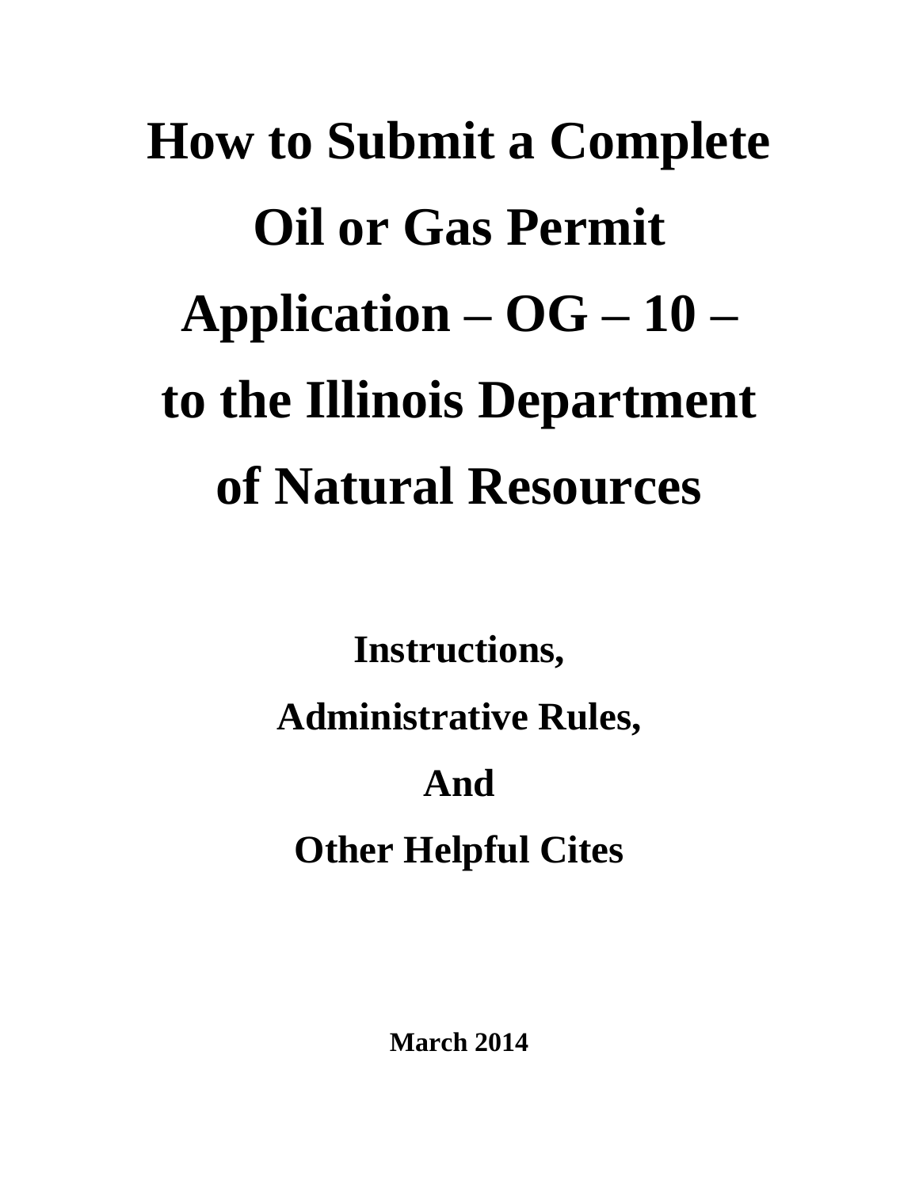# How to Submit a Complete Oil or Gas Permit Application – OG – 10 – to the Illinois Department of Natural Resources

## Instructions,

## Administrative Rules,

## And

## Other Helpful Cites

**March 2014**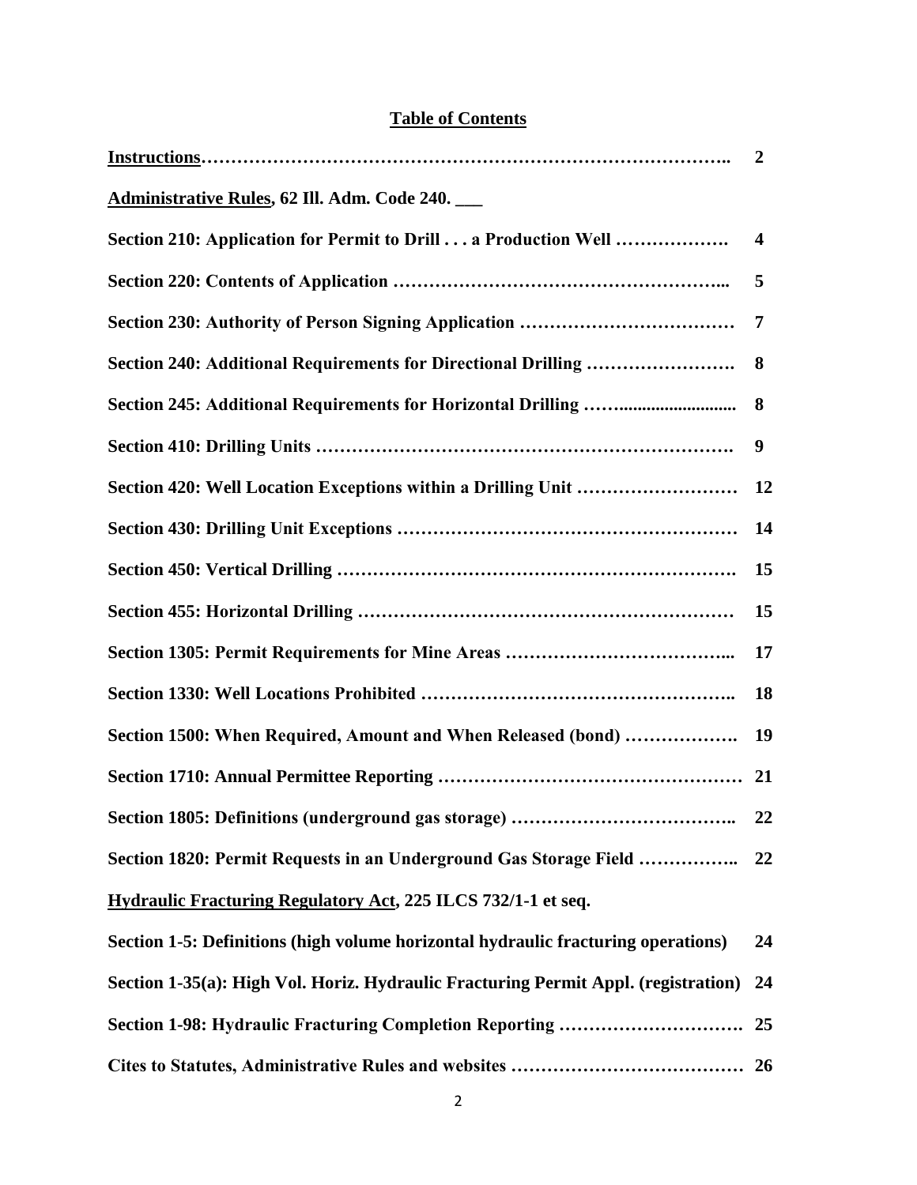## Table of Contents

| | |
|---|---|
| **Instructions**……………………………………………………………………….. | **2** |
| **Administrative Rules, 62 Ill. Adm. Code 240. \_\_\_** | |
| **Section 210: Application for Permit to Drill . . . a Production Well ……………….** | **4** |
| **Section 220: Contents of Application ………………………………………………...** | **5** |
| **Section 230: Authority of Person Signing Application ………………………………** | **7** |
| **Section 240: Additional Requirements for Directional Drilling …………………….** | **8** |
| **Section 245: Additional Requirements for Horizontal Drilling ……..........................** | **8** |
| **Section 410: Drilling Units ………………………………………………………….** | **9** |
| **Section 420: Well Location Exceptions within a Drilling Unit ………………………** | **12** |
| **Section 430: Drilling Unit Exceptions …………………………………………………** | **14** |
| **Section 450: Vertical Drilling ………………………………………………………….** | **15** |
| **Section 455: Horizontal Drilling ………………………………………………………** | **15** |
| **Section 1305: Permit Requirements for Mine Areas ………………………………...** | **17** |
| **Section 1330: Well Locations Prohibited ……………………………………………..** | **18** |
| **Section 1500: When Required, Amount and When Released (bond) ……………….** | **19** |
| **Section 1710: Annual Permittee Reporting ……………………………………………** | **21** |
| **Section 1805: Definitions (underground gas storage) ………………………………..** | **22** |
| **Section 1820: Permit Requests in an Underground Gas Storage Field ……………..** | **22** |
| **Hydraulic Fracturing Regulatory Act, 225 ILCS 732/1-1 et seq.** | |
| **Section 1-5: Definitions (high volume horizontal hydraulic fracturing operations)** | **24** |
| **Section 1-35(a): High Vol. Horiz. Hydraulic Fracturing Permit Appl. (registration)** | **24** |
| **Section 1-98: Hydraulic Fracturing Completion Reporting ………………………….** | **25** |
| **Cites to Statutes, Administrative Rules and websites …………………………………** | **26** |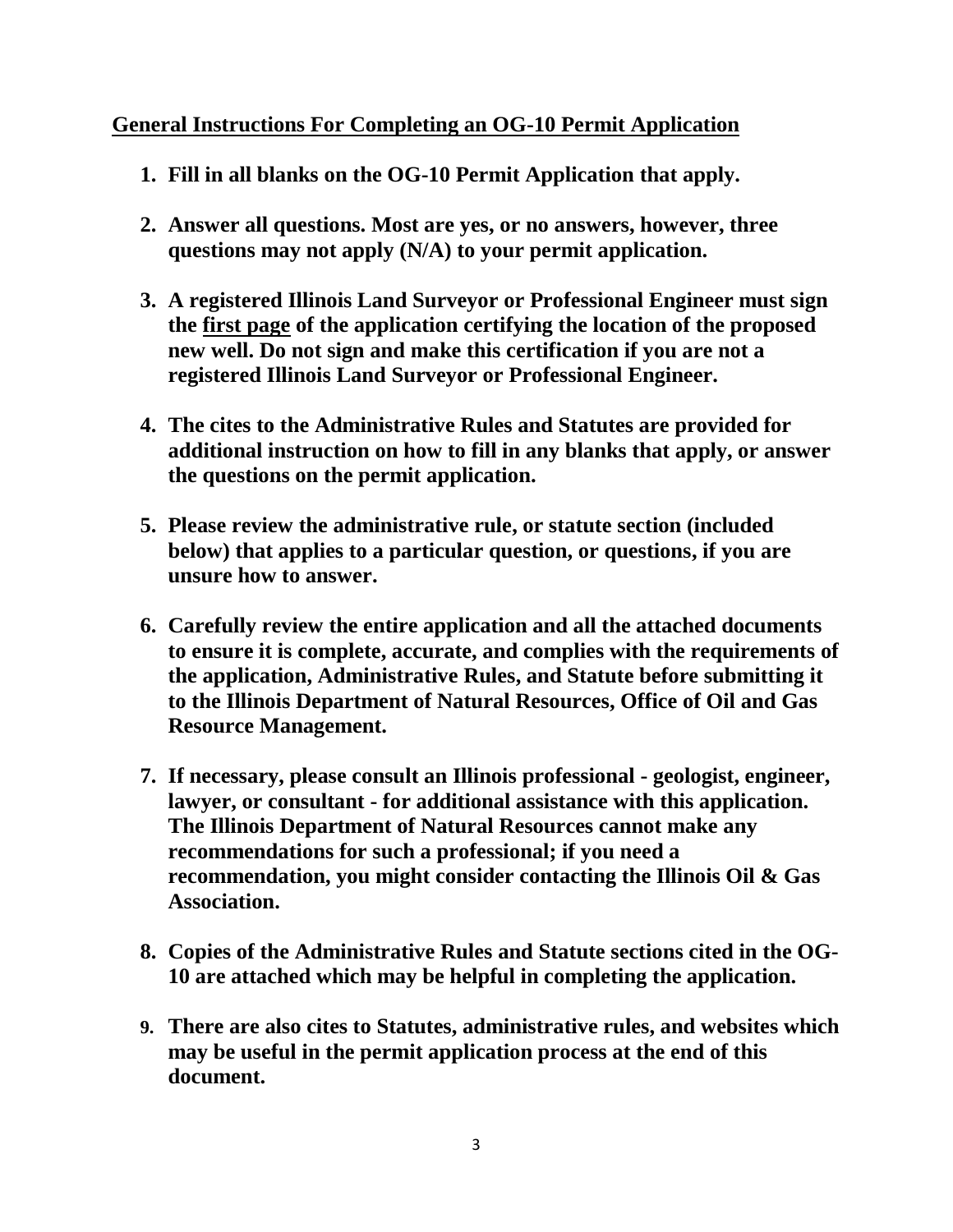## **General Instructions For Completing an OG-10 Permit Application**

1. **Fill in all blanks on the OG-10 Permit Application that apply.**

2. **Answer all questions. Most are yes, or no answers, however, three questions may not apply (N/A) to your permit application.**

3. **A registered Illinois Land Surveyor or Professional Engineer must sign the <u>first page</u> of the application certifying the location of the proposed new well. Do not sign and make this certification if you are not a registered Illinois Land Surveyor or Professional Engineer.**

4. **The cites to the Administrative Rules and Statutes are provided for additional instruction on how to fill in any blanks that apply, or answer the questions on the permit application.**

5. **Please review the administrative rule, or statute section (included below) that applies to a particular question, or questions, if you are unsure how to answer.**

6. **Carefully review the entire application and all the attached documents to ensure it is complete, accurate, and complies with the requirements of the application, Administrative Rules, and Statute before submitting it to the Illinois Department of Natural Resources, Office of Oil and Gas Resource Management.**

7. **If necessary, please consult an Illinois professional - geologist, engineer, lawyer, or consultant - for additional assistance with this application. The Illinois Department of Natural Resources cannot make any recommendations for such a professional; if you need a recommendation, you might consider contacting the Illinois Oil & Gas Association.**

8. **Copies of the Administrative Rules and Statute sections cited in the OG-10 are attached which may be helpful in completing the application.**

9. **There are also cites to Statutes, administrative rules, and websites which may be useful in the permit application process at the end of this document.**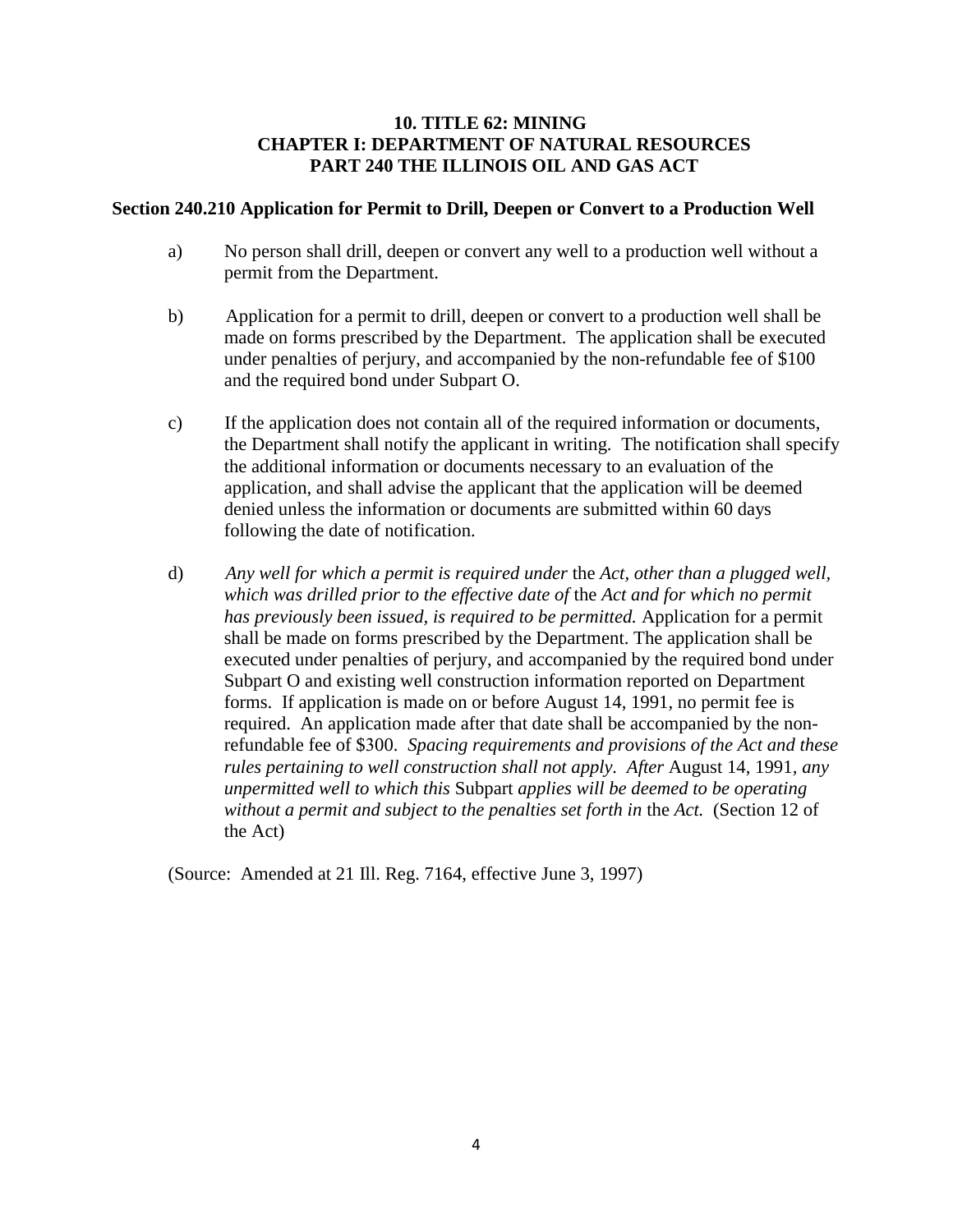# 10. TITLE 62: MINING
# CHAPTER I: DEPARTMENT OF NATURAL RESOURCES
# PART 240 THE ILLINOIS OIL AND GAS ACT

## Section 240.210 Application for Permit to Drill, Deepen or Convert to a Production Well

a) No person shall drill, deepen or convert any well to a production well without a permit from the Department.

b) Application for a permit to drill, deepen or convert to a production well shall be made on forms prescribed by the Department. The application shall be executed under penalties of perjury, and accompanied by the non-refundable fee of $100 and the required bond under Subpart O.

c) If the application does not contain all of the required information or documents, the Department shall notify the applicant in writing. The notification shall specify the additional information or documents necessary to an evaluation of the application, and shall advise the applicant that the application will be deemed denied unless the information or documents are submitted within 60 days following the date of notification.

d) *Any well for which a permit is required under* the *Act, other than a plugged well, which was drilled prior to the effective date of* the *Act and for which no permit has previously been issued, is required to be permitted.* Application for a permit shall be made on forms prescribed by the Department. The application shall be executed under penalties of perjury, and accompanied by the required bond under Subpart O and existing well construction information reported on Department forms. If application is made on or before August 14, 1991, no permit fee is required. An application made after that date shall be accompanied by the non-refundable fee of $300. *Spacing requirements and provisions of the Act and these rules pertaining to well construction shall not apply. After* August 14, 1991, *any unpermitted well to which this* Subpart *applies will be deemed to be operating without a permit and subject to the penalties set forth in* the *Act.* (Section 12 of the Act)

(Source: Amended at 21 Ill. Reg. 7164, effective June 3, 1997)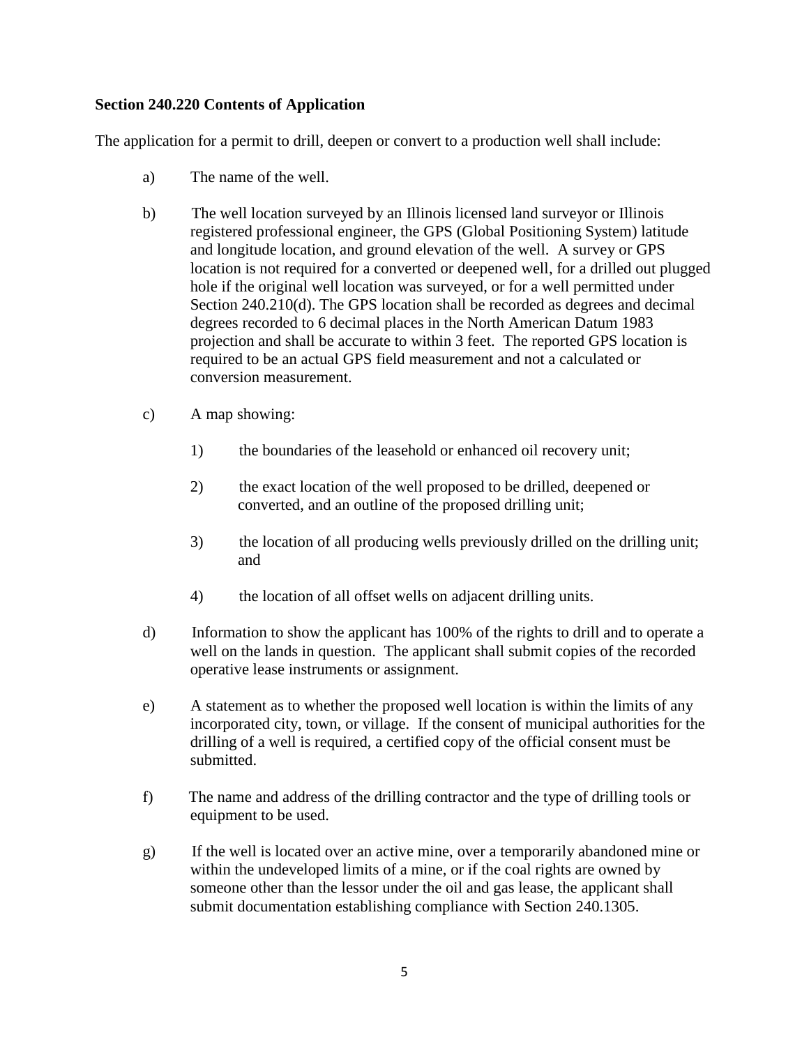**Section 240.220 Contents of Application**

The application for a permit to drill, deepen or convert to a production well shall include:

a) The name of the well.

b) The well location surveyed by an Illinois licensed land surveyor or Illinois registered professional engineer, the GPS (Global Positioning System) latitude and longitude location, and ground elevation of the well. A survey or GPS location is not required for a converted or deepened well, for a drilled out plugged hole if the original well location was surveyed, or for a well permitted under Section 240.210(d). The GPS location shall be recorded as degrees and decimal degrees recorded to 6 decimal places in the North American Datum 1983 projection and shall be accurate to within 3 feet. The reported GPS location is required to be an actual GPS field measurement and not a calculated or conversion measurement.

c) A map showing:

 1) the boundaries of the leasehold or enhanced oil recovery unit;

 2) the exact location of the well proposed to be drilled, deepened or converted, and an outline of the proposed drilling unit;

 3) the location of all producing wells previously drilled on the drilling unit; and

 4) the location of all offset wells on adjacent drilling units.

d) Information to show the applicant has 100% of the rights to drill and to operate a well on the lands in question. The applicant shall submit copies of the recorded operative lease instruments or assignment.

e) A statement as to whether the proposed well location is within the limits of any incorporated city, town, or village. If the consent of municipal authorities for the drilling of a well is required, a certified copy of the official consent must be submitted.

f) The name and address of the drilling contractor and the type of drilling tools or equipment to be used.

g) If the well is located over an active mine, over a temporarily abandoned mine or within the undeveloped limits of a mine, or if the coal rights are owned by someone other than the lessor under the oil and gas lease, the applicant shall submit documentation establishing compliance with Section 240.1305.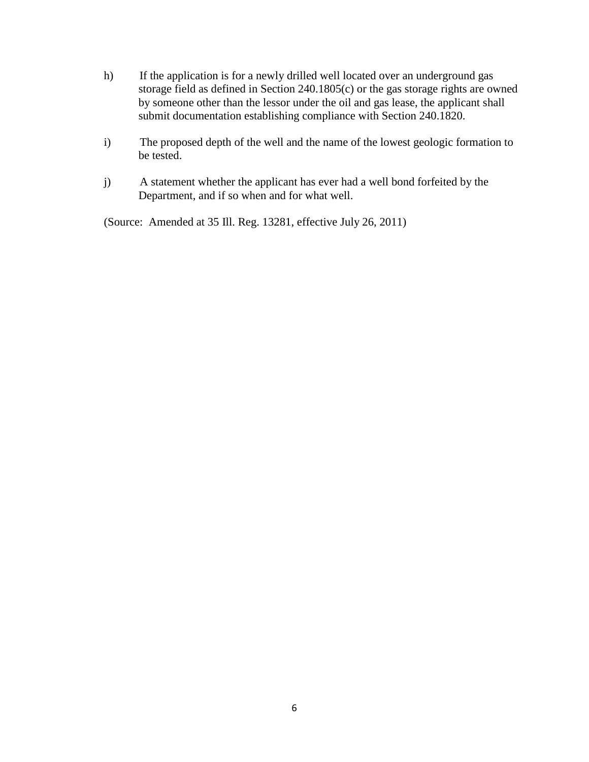h) If the application is for a newly drilled well located over an underground gas storage field as defined in Section 240.1805(c) or the gas storage rights are owned by someone other than the lessor under the oil and gas lease, the applicant shall submit documentation establishing compliance with Section 240.1820.

i) The proposed depth of the well and the name of the lowest geologic formation to be tested.

j) A statement whether the applicant has ever had a well bond forfeited by the Department, and if so when and for what well.

(Source: Amended at 35 Ill. Reg. 13281, effective July 26, 2011)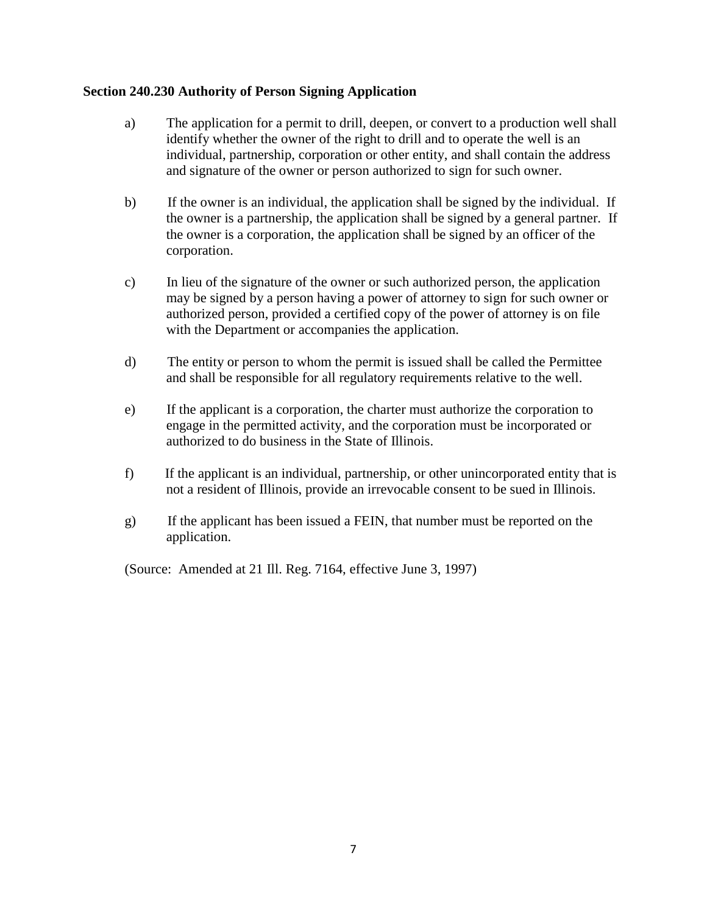**Section 240.230 Authority of Person Signing Application**

a) The application for a permit to drill, deepen, or convert to a production well shall identify whether the owner of the right to drill and to operate the well is an individual, partnership, corporation or other entity, and shall contain the address and signature of the owner or person authorized to sign for such owner.

b) If the owner is an individual, the application shall be signed by the individual. If the owner is a partnership, the application shall be signed by a general partner. If the owner is a corporation, the application shall be signed by an officer of the corporation.

c) In lieu of the signature of the owner or such authorized person, the application may be signed by a person having a power of attorney to sign for such owner or authorized person, provided a certified copy of the power of attorney is on file with the Department or accompanies the application.

d) The entity or person to whom the permit is issued shall be called the Permittee and shall be responsible for all regulatory requirements relative to the well.

e) If the applicant is a corporation, the charter must authorize the corporation to engage in the permitted activity, and the corporation must be incorporated or authorized to do business in the State of Illinois.

f) If the applicant is an individual, partnership, or other unincorporated entity that is not a resident of Illinois, provide an irrevocable consent to be sued in Illinois.

g) If the applicant has been issued a FEIN, that number must be reported on the application.

(Source: Amended at 21 Ill. Reg. 7164, effective June 3, 1997)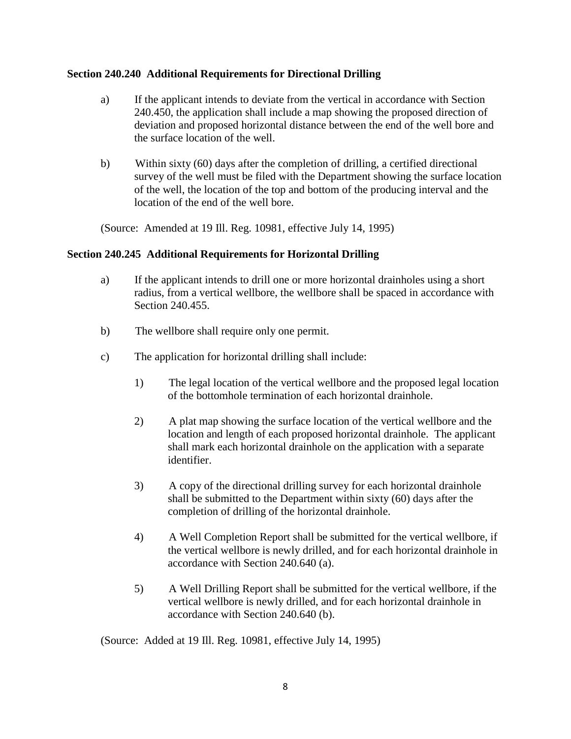**Section 240.240 Additional Requirements for Directional Drilling**

a) If the applicant intends to deviate from the vertical in accordance with Section 240.450, the application shall include a map showing the proposed direction of deviation and proposed horizontal distance between the end of the well bore and the surface location of the well.

b) Within sixty (60) days after the completion of drilling, a certified directional survey of the well must be filed with the Department showing the surface location of the well, the location of the top and bottom of the producing interval and the location of the end of the well bore.

(Source: Amended at 19 Ill. Reg. 10981, effective July 14, 1995)

**Section 240.245 Additional Requirements for Horizontal Drilling**

a) If the applicant intends to drill one or more horizontal drainholes using a short radius, from a vertical wellbore, the wellbore shall be spaced in accordance with Section 240.455.

b) The wellbore shall require only one permit.

c) The application for horizontal drilling shall include:

1) The legal location of the vertical wellbore and the proposed legal location of the bottomhole termination of each horizontal drainhole.

2) A plat map showing the surface location of the vertical wellbore and the location and length of each proposed horizontal drainhole. The applicant shall mark each horizontal drainhole on the application with a separate identifier.

3) A copy of the directional drilling survey for each horizontal drainhole shall be submitted to the Department within sixty (60) days after the completion of drilling of the horizontal drainhole.

4) A Well Completion Report shall be submitted for the vertical wellbore, if the vertical wellbore is newly drilled, and for each horizontal drainhole in accordance with Section 240.640 (a).

5) A Well Drilling Report shall be submitted for the vertical wellbore, if the vertical wellbore is newly drilled, and for each horizontal drainhole in accordance with Section 240.640 (b).

(Source: Added at 19 Ill. Reg. 10981, effective July 14, 1995)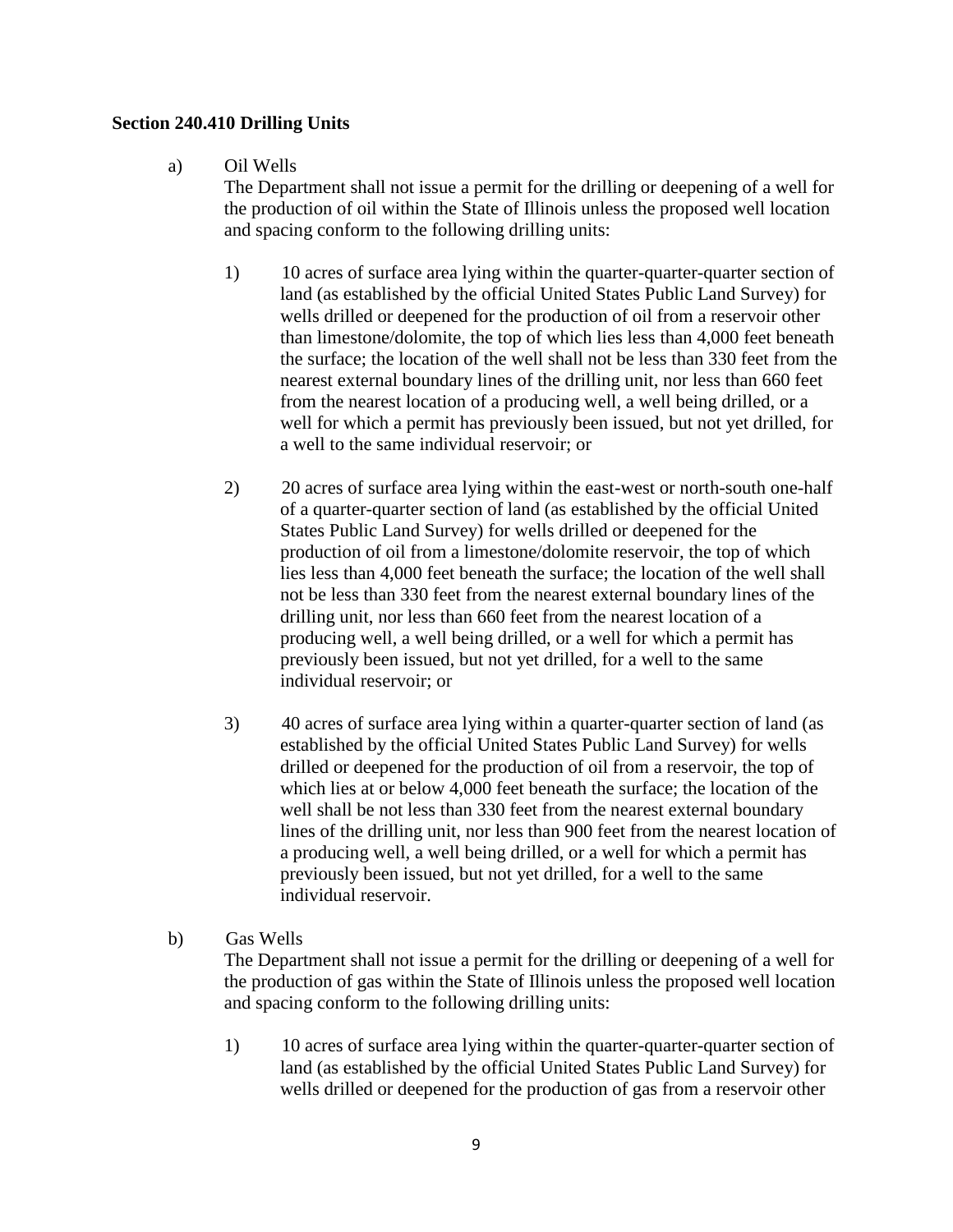### Section 240.410 Drilling Units

a) Oil Wells

The Department shall not issue a permit for the drilling or deepening of a well for the production of oil within the State of Illinois unless the proposed well location and spacing conform to the following drilling units:

1) 10 acres of surface area lying within the quarter-quarter-quarter section of land (as established by the official United States Public Land Survey) for wells drilled or deepened for the production of oil from a reservoir other than limestone/dolomite, the top of which lies less than 4,000 feet beneath the surface; the location of the well shall not be less than 330 feet from the nearest external boundary lines of the drilling unit, nor less than 660 feet from the nearest location of a producing well, a well being drilled, or a well for which a permit has previously been issued, but not yet drilled, for a well to the same individual reservoir; or

2) 20 acres of surface area lying within the east-west or north-south one-half of a quarter-quarter section of land (as established by the official United States Public Land Survey) for wells drilled or deepened for the production of oil from a limestone/dolomite reservoir, the top of which lies less than 4,000 feet beneath the surface; the location of the well shall not be less than 330 feet from the nearest external boundary lines of the drilling unit, nor less than 660 feet from the nearest location of a producing well, a well being drilled, or a well for which a permit has previously been issued, but not yet drilled, for a well to the same individual reservoir; or

3) 40 acres of surface area lying within a quarter-quarter section of land (as established by the official United States Public Land Survey) for wells drilled or deepened for the production of oil from a reservoir, the top of which lies at or below 4,000 feet beneath the surface; the location of the well shall be not less than 330 feet from the nearest external boundary lines of the drilling unit, nor less than 900 feet from the nearest location of a producing well, a well being drilled, or a well for which a permit has previously been issued, but not yet drilled, for a well to the same individual reservoir.

b) Gas Wells

The Department shall not issue a permit for the drilling or deepening of a well for the production of gas within the State of Illinois unless the proposed well location and spacing conform to the following drilling units:

1) 10 acres of surface area lying within the quarter-quarter-quarter section of land (as established by the official United States Public Land Survey) for wells drilled or deepened for the production of gas from a reservoir other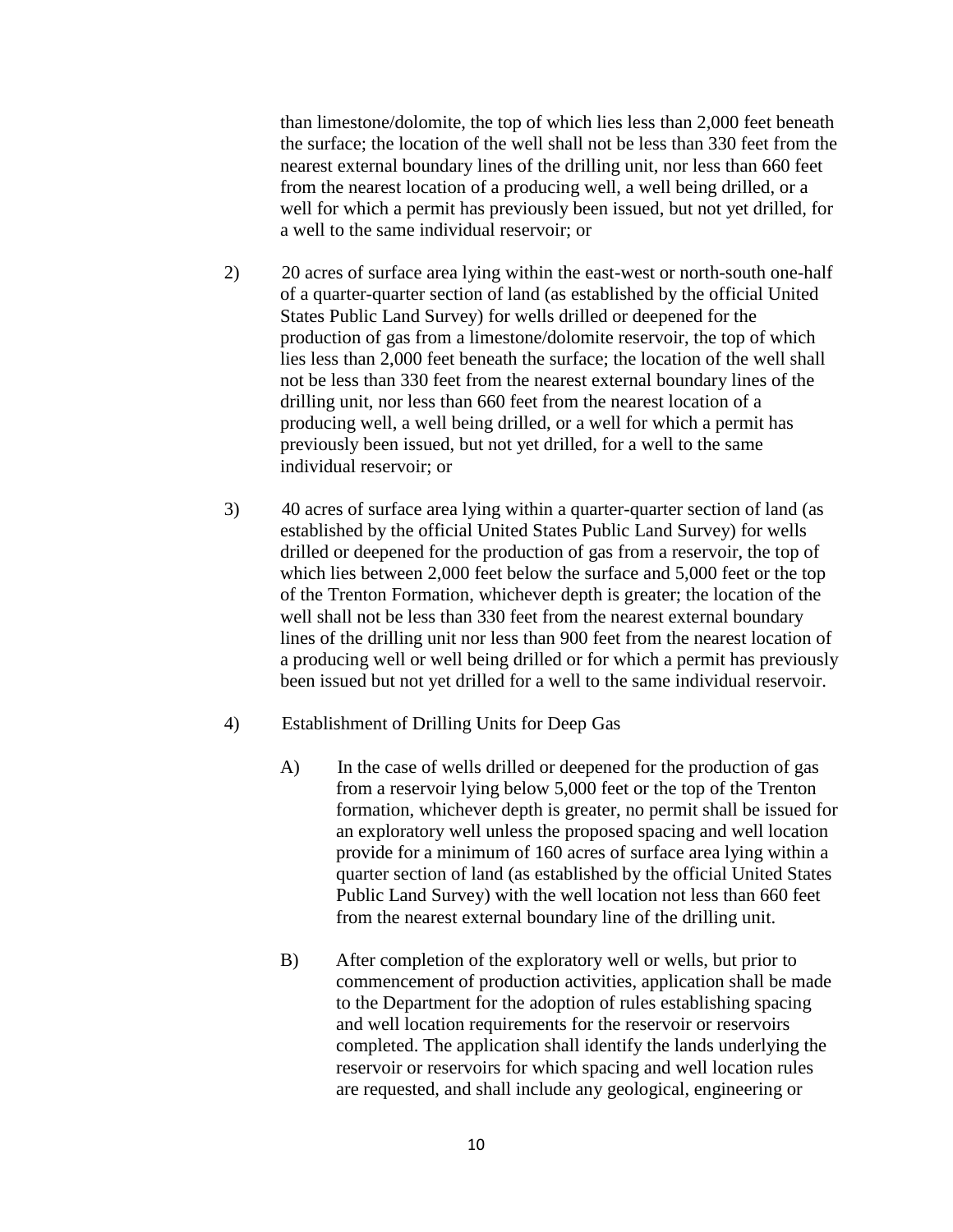than limestone/dolomite, the top of which lies less than 2,000 feet beneath the surface; the location of the well shall not be less than 330 feet from the nearest external boundary lines of the drilling unit, nor less than 660 feet from the nearest location of a producing well, a well being drilled, or a well for which a permit has previously been issued, but not yet drilled, for a well to the same individual reservoir; or

2) 20 acres of surface area lying within the east-west or north-south one-half of a quarter-quarter section of land (as established by the official United States Public Land Survey) for wells drilled or deepened for the production of gas from a limestone/dolomite reservoir, the top of which lies less than 2,000 feet beneath the surface; the location of the well shall not be less than 330 feet from the nearest external boundary lines of the drilling unit, nor less than 660 feet from the nearest location of a producing well, a well being drilled, or a well for which a permit has previously been issued, but not yet drilled, for a well to the same individual reservoir; or

3) 40 acres of surface area lying within a quarter-quarter section of land (as established by the official United States Public Land Survey) for wells drilled or deepened for the production of gas from a reservoir, the top of which lies between 2,000 feet below the surface and 5,000 feet or the top of the Trenton Formation, whichever depth is greater; the location of the well shall not be less than 330 feet from the nearest external boundary lines of the drilling unit nor less than 900 feet from the nearest location of a producing well or well being drilled or for which a permit has previously been issued but not yet drilled for a well to the same individual reservoir.

4) Establishment of Drilling Units for Deep Gas

   A) In the case of wells drilled or deepened for the production of gas from a reservoir lying below 5,000 feet or the top of the Trenton formation, whichever depth is greater, no permit shall be issued for an exploratory well unless the proposed spacing and well location provide for a minimum of 160 acres of surface area lying within a quarter section of land (as established by the official United States Public Land Survey) with the well location not less than 660 feet from the nearest external boundary line of the drilling unit.

   B) After completion of the exploratory well or wells, but prior to commencement of production activities, application shall be made to the Department for the adoption of rules establishing spacing and well location requirements for the reservoir or reservoirs completed. The application shall identify the lands underlying the reservoir or reservoirs for which spacing and well location rules are requested, and shall include any geological, engineering or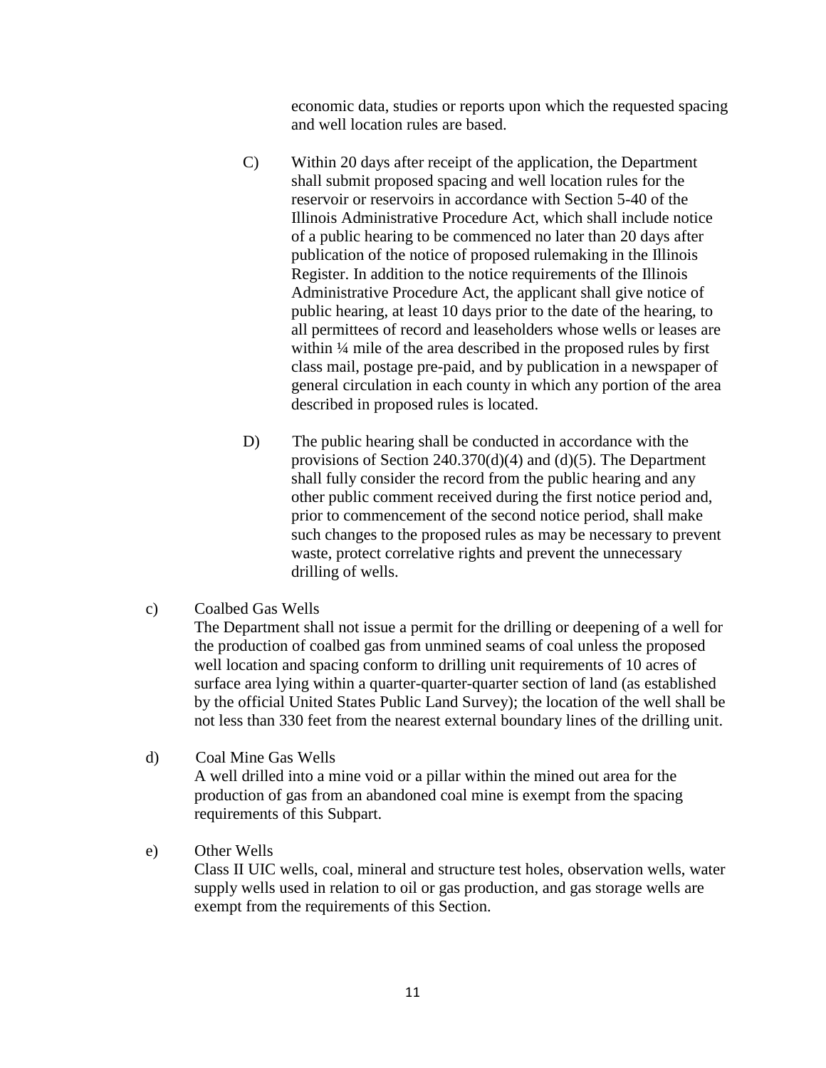economic data, studies or reports upon which the requested spacing and well location rules are based.

C) Within 20 days after receipt of the application, the Department shall submit proposed spacing and well location rules for the reservoir or reservoirs in accordance with Section 5-40 of the Illinois Administrative Procedure Act, which shall include notice of a public hearing to be commenced no later than 20 days after publication of the notice of proposed rulemaking in the Illinois Register. In addition to the notice requirements of the Illinois Administrative Procedure Act, the applicant shall give notice of public hearing, at least 10 days prior to the date of the hearing, to all permittees of record and leaseholders whose wells or leases are within ¼ mile of the area described in the proposed rules by first class mail, postage pre-paid, and by publication in a newspaper of general circulation in each county in which any portion of the area described in proposed rules is located.

D) The public hearing shall be conducted in accordance with the provisions of Section 240.370(d)(4) and (d)(5). The Department shall fully consider the record from the public hearing and any other public comment received during the first notice period and, prior to commencement of the second notice period, shall make such changes to the proposed rules as may be necessary to prevent waste, protect correlative rights and prevent the unnecessary drilling of wells.

c) Coalbed Gas Wells
The Department shall not issue a permit for the drilling or deepening of a well for the production of coalbed gas from unmined seams of coal unless the proposed well location and spacing conform to drilling unit requirements of 10 acres of surface area lying within a quarter-quarter-quarter section of land (as established by the official United States Public Land Survey); the location of the well shall be not less than 330 feet from the nearest external boundary lines of the drilling unit.

d) Coal Mine Gas Wells
A well drilled into a mine void or a pillar within the mined out area for the production of gas from an abandoned coal mine is exempt from the spacing requirements of this Subpart.

e) Other Wells
Class II UIC wells, coal, mineral and structure test holes, observation wells, water supply wells used in relation to oil or gas production, and gas storage wells are exempt from the requirements of this Section.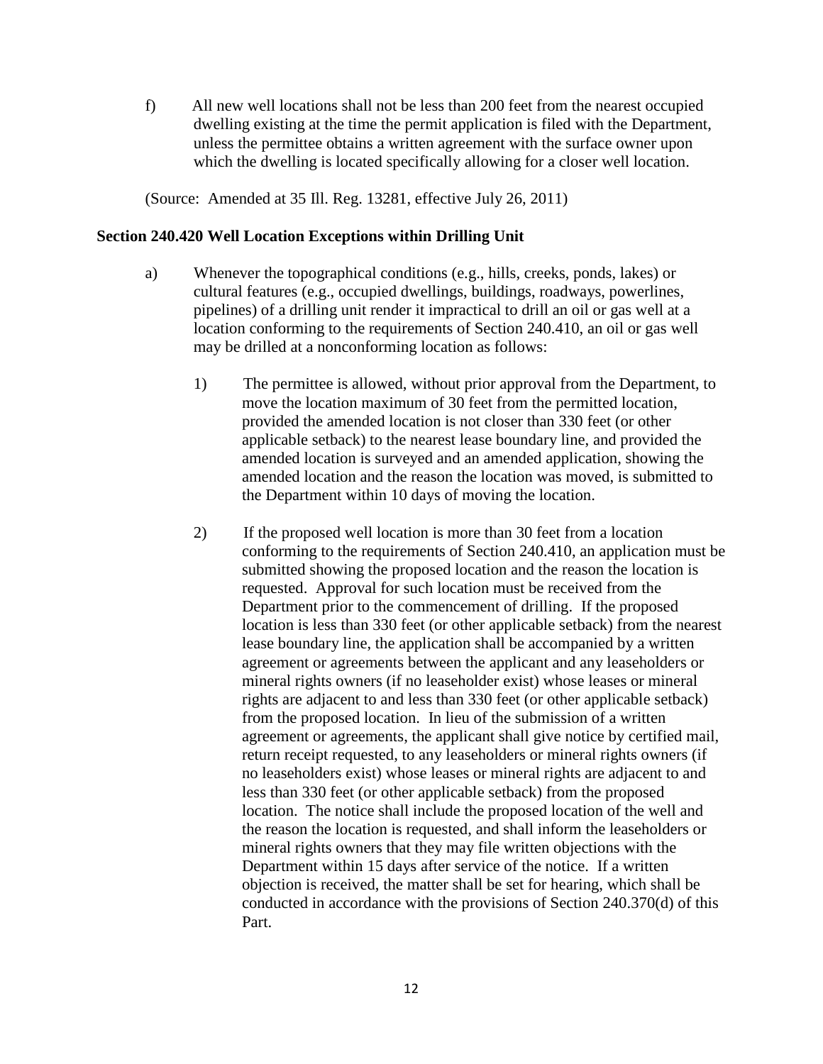f) All new well locations shall not be less than 200 feet from the nearest occupied dwelling existing at the time the permit application is filed with the Department, unless the permittee obtains a written agreement with the surface owner upon which the dwelling is located specifically allowing for a closer well location.

(Source: Amended at 35 Ill. Reg. 13281, effective July 26, 2011)

**Section 240.420 Well Location Exceptions within Drilling Unit**

a) Whenever the topographical conditions (e.g., hills, creeks, ponds, lakes) or cultural features (e.g., occupied dwellings, buildings, roadways, powerlines, pipelines) of a drilling unit render it impractical to drill an oil or gas well at a location conforming to the requirements of Section 240.410, an oil or gas well may be drilled at a nonconforming location as follows:

1) The permittee is allowed, without prior approval from the Department, to move the location maximum of 30 feet from the permitted location, provided the amended location is not closer than 330 feet (or other applicable setback) to the nearest lease boundary line, and provided the amended location is surveyed and an amended application, showing the amended location and the reason the location was moved, is submitted to the Department within 10 days of moving the location.

2) If the proposed well location is more than 30 feet from a location conforming to the requirements of Section 240.410, an application must be submitted showing the proposed location and the reason the location is requested. Approval for such location must be received from the Department prior to the commencement of drilling. If the proposed location is less than 330 feet (or other applicable setback) from the nearest lease boundary line, the application shall be accompanied by a written agreement or agreements between the applicant and any leaseholders or mineral rights owners (if no leaseholder exist) whose leases or mineral rights are adjacent to and less than 330 feet (or other applicable setback) from the proposed location. In lieu of the submission of a written agreement or agreements, the applicant shall give notice by certified mail, return receipt requested, to any leaseholders or mineral rights owners (if no leaseholders exist) whose leases or mineral rights are adjacent to and less than 330 feet (or other applicable setback) from the proposed location. The notice shall include the proposed location of the well and the reason the location is requested, and shall inform the leaseholders or mineral rights owners that they may file written objections with the Department within 15 days after service of the notice. If a written objection is received, the matter shall be set for hearing, which shall be conducted in accordance with the provisions of Section 240.370(d) of this Part.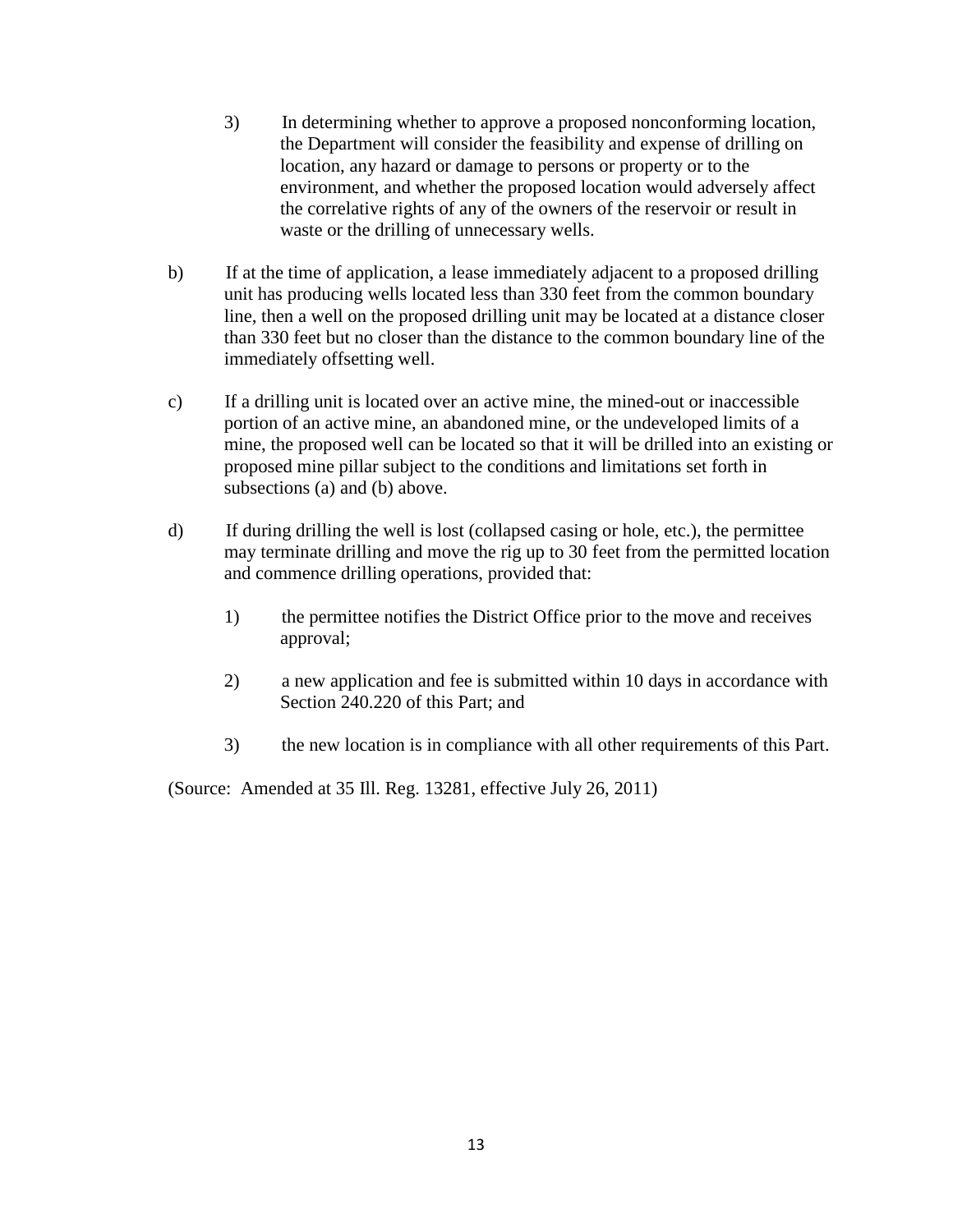3) In determining whether to approve a proposed nonconforming location, the Department will consider the feasibility and expense of drilling on location, any hazard or damage to persons or property or to the environment, and whether the proposed location would adversely affect the correlative rights of any of the owners of the reservoir or result in waste or the drilling of unnecessary wells.

b) If at the time of application, a lease immediately adjacent to a proposed drilling unit has producing wells located less than 330 feet from the common boundary line, then a well on the proposed drilling unit may be located at a distance closer than 330 feet but no closer than the distance to the common boundary line of the immediately offsetting well.

c) If a drilling unit is located over an active mine, the mined-out or inaccessible portion of an active mine, an abandoned mine, or the undeveloped limits of a mine, the proposed well can be located so that it will be drilled into an existing or proposed mine pillar subject to the conditions and limitations set forth in subsections (a) and (b) above.

d) If during drilling the well is lost (collapsed casing or hole, etc.), the permittee may terminate drilling and move the rig up to 30 feet from the permitted location and commence drilling operations, provided that:

1) the permittee notifies the District Office prior to the move and receives approval;

2) a new application and fee is submitted within 10 days in accordance with Section 240.220 of this Part; and

3) the new location is in compliance with all other requirements of this Part.

(Source: Amended at 35 Ill. Reg. 13281, effective July 26, 2011)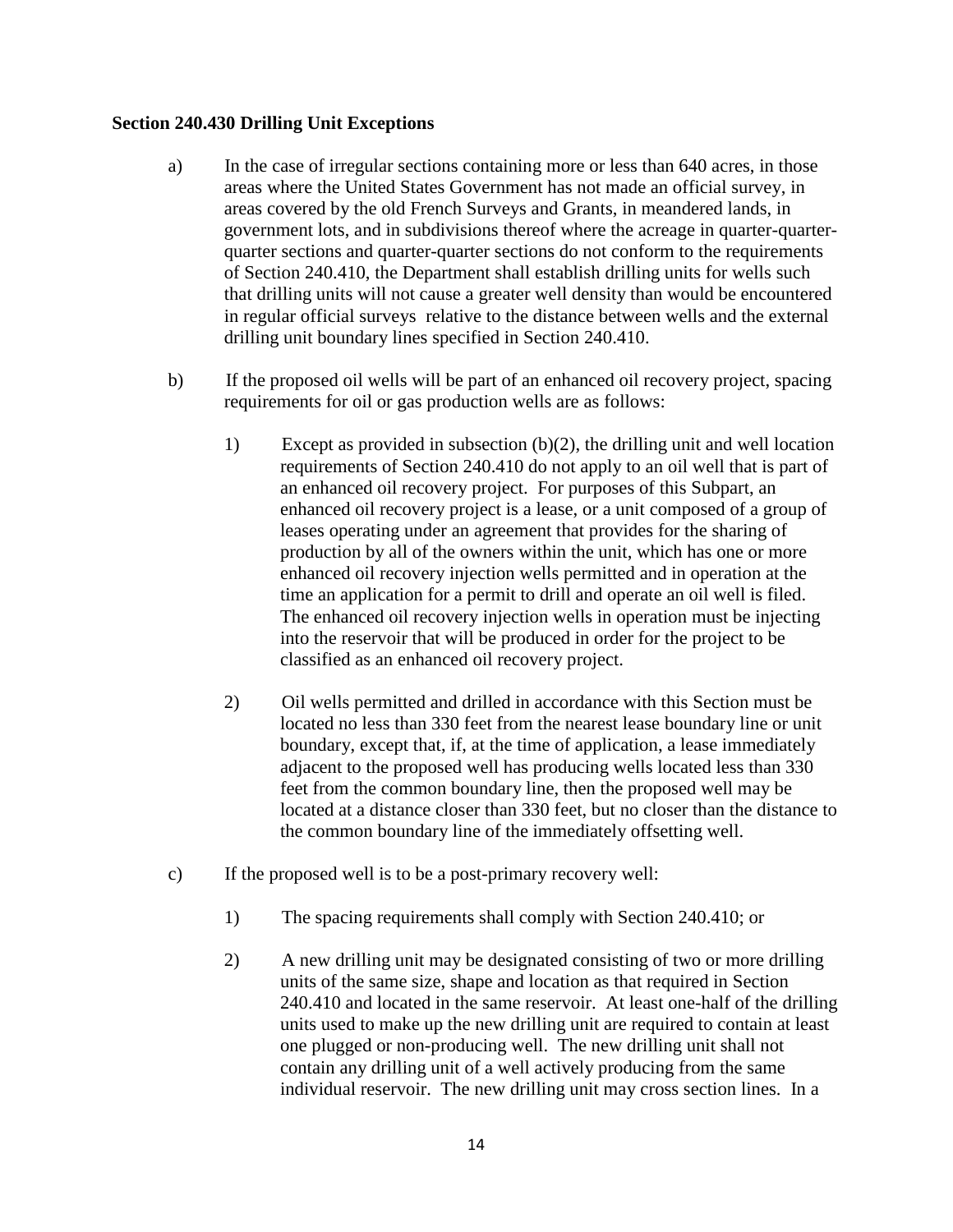**Section 240.430 Drilling Unit Exceptions**

a) In the case of irregular sections containing more or less than 640 acres, in those areas where the United States Government has not made an official survey, in areas covered by the old French Surveys and Grants, in meandered lands, in government lots, and in subdivisions thereof where the acreage in quarter-quarter-quarter sections and quarter-quarter sections do not conform to the requirements of Section 240.410, the Department shall establish drilling units for wells such that drilling units will not cause a greater well density than would be encountered in regular official surveys relative to the distance between wells and the external drilling unit boundary lines specified in Section 240.410.

b) If the proposed oil wells will be part of an enhanced oil recovery project, spacing requirements for oil or gas production wells are as follows:

1) Except as provided in subsection (b)(2), the drilling unit and well location requirements of Section 240.410 do not apply to an oil well that is part of an enhanced oil recovery project. For purposes of this Subpart, an enhanced oil recovery project is a lease, or a unit composed of a group of leases operating under an agreement that provides for the sharing of production by all of the owners within the unit, which has one or more enhanced oil recovery injection wells permitted and in operation at the time an application for a permit to drill and operate an oil well is filed. The enhanced oil recovery injection wells in operation must be injecting into the reservoir that will be produced in order for the project to be classified as an enhanced oil recovery project.

2) Oil wells permitted and drilled in accordance with this Section must be located no less than 330 feet from the nearest lease boundary line or unit boundary, except that, if, at the time of application, a lease immediately adjacent to the proposed well has producing wells located less than 330 feet from the common boundary line, then the proposed well may be located at a distance closer than 330 feet, but no closer than the distance to the common boundary line of the immediately offsetting well.

c) If the proposed well is to be a post-primary recovery well:

1) The spacing requirements shall comply with Section 240.410; or

2) A new drilling unit may be designated consisting of two or more drilling units of the same size, shape and location as that required in Section 240.410 and located in the same reservoir. At least one-half of the drilling units used to make up the new drilling unit are required to contain at least one plugged or non-producing well. The new drilling unit shall not contain any drilling unit of a well actively producing from the same individual reservoir. The new drilling unit may cross section lines. In a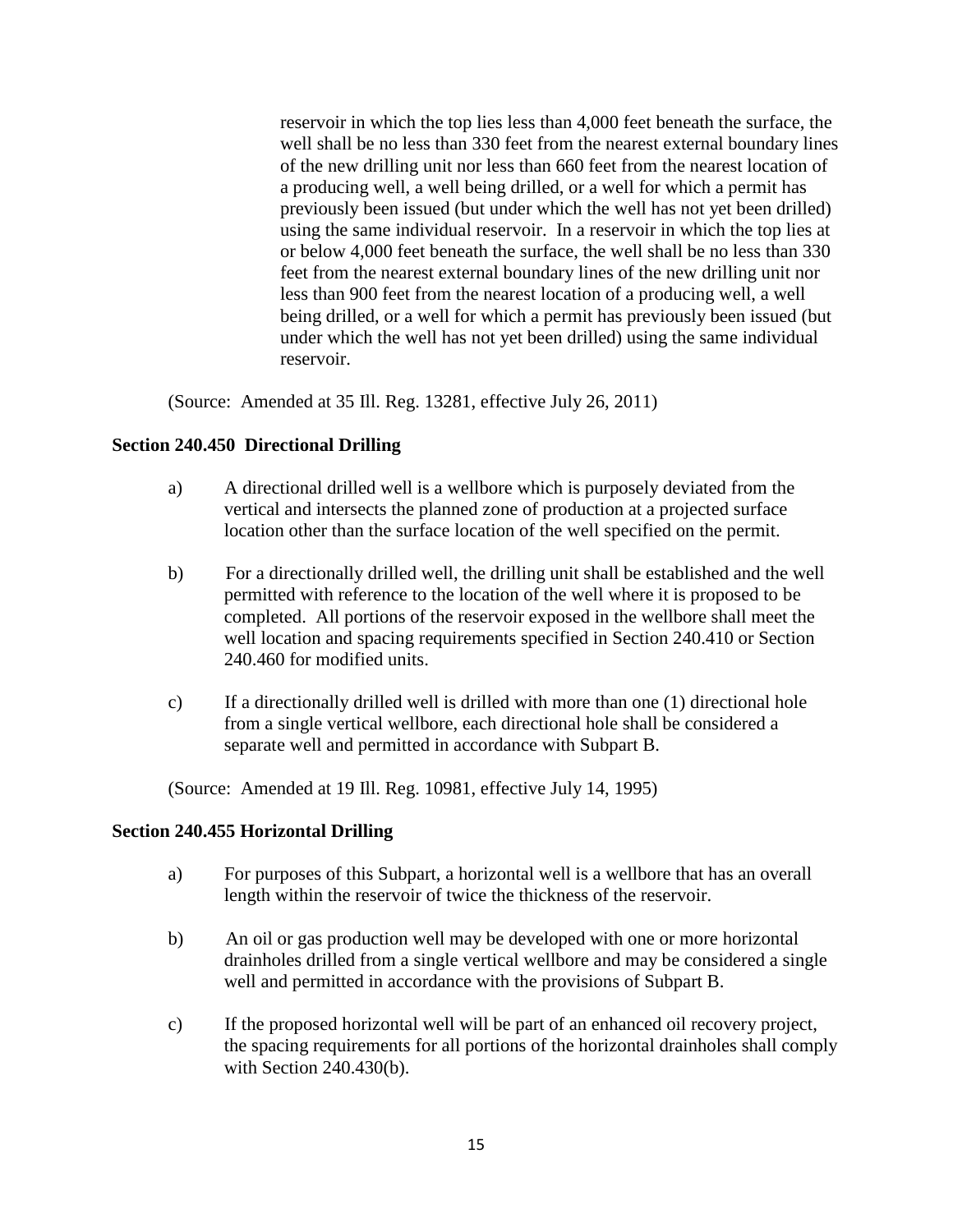reservoir in which the top lies less than 4,000 feet beneath the surface, the well shall be no less than 330 feet from the nearest external boundary lines of the new drilling unit nor less than 660 feet from the nearest location of a producing well, a well being drilled, or a well for which a permit has previously been issued (but under which the well has not yet been drilled) using the same individual reservoir. In a reservoir in which the top lies at or below 4,000 feet beneath the surface, the well shall be no less than 330 feet from the nearest external boundary lines of the new drilling unit nor less than 900 feet from the nearest location of a producing well, a well being drilled, or a well for which a permit has previously been issued (but under which the well has not yet been drilled) using the same individual reservoir.

(Source: Amended at 35 Ill. Reg. 13281, effective July 26, 2011)

**Section 240.450 Directional Drilling**

a) A directional drilled well is a wellbore which is purposely deviated from the vertical and intersects the planned zone of production at a projected surface location other than the surface location of the well specified on the permit.

b) For a directionally drilled well, the drilling unit shall be established and the well permitted with reference to the location of the well where it is proposed to be completed. All portions of the reservoir exposed in the wellbore shall meet the well location and spacing requirements specified in Section 240.410 or Section 240.460 for modified units.

c) If a directionally drilled well is drilled with more than one (1) directional hole from a single vertical wellbore, each directional hole shall be considered a separate well and permitted in accordance with Subpart B.

(Source: Amended at 19 Ill. Reg. 10981, effective July 14, 1995)

**Section 240.455 Horizontal Drilling**

a) For purposes of this Subpart, a horizontal well is a wellbore that has an overall length within the reservoir of twice the thickness of the reservoir.

b) An oil or gas production well may be developed with one or more horizontal drainholes drilled from a single vertical wellbore and may be considered a single well and permitted in accordance with the provisions of Subpart B.

c) If the proposed horizontal well will be part of an enhanced oil recovery project, the spacing requirements for all portions of the horizontal drainholes shall comply with Section 240.430(b).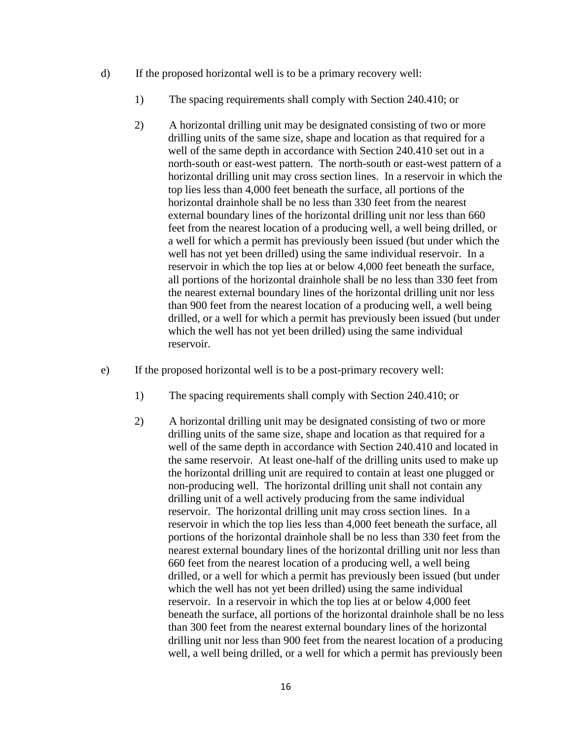d) If the proposed horizontal well is to be a primary recovery well:

1) The spacing requirements shall comply with Section 240.410; or

2) A horizontal drilling unit may be designated consisting of two or more drilling units of the same size, shape and location as that required for a well of the same depth in accordance with Section 240.410 set out in a north-south or east-west pattern. The north-south or east-west pattern of a horizontal drilling unit may cross section lines. In a reservoir in which the top lies less than 4,000 feet beneath the surface, all portions of the horizontal drainhole shall be no less than 330 feet from the nearest external boundary lines of the horizontal drilling unit nor less than 660 feet from the nearest location of a producing well, a well being drilled, or a well for which a permit has previously been issued (but under which the well has not yet been drilled) using the same individual reservoir. In a reservoir in which the top lies at or below 4,000 feet beneath the surface, all portions of the horizontal drainhole shall be no less than 330 feet from the nearest external boundary lines of the horizontal drilling unit nor less than 900 feet from the nearest location of a producing well, a well being drilled, or a well for which a permit has previously been issued (but under which the well has not yet been drilled) using the same individual reservoir.

e) If the proposed horizontal well is to be a post-primary recovery well:

1) The spacing requirements shall comply with Section 240.410; or

2) A horizontal drilling unit may be designated consisting of two or more drilling units of the same size, shape and location as that required for a well of the same depth in accordance with Section 240.410 and located in the same reservoir. At least one-half of the drilling units used to make up the horizontal drilling unit are required to contain at least one plugged or non-producing well. The horizontal drilling unit shall not contain any drilling unit of a well actively producing from the same individual reservoir. The horizontal drilling unit may cross section lines. In a reservoir in which the top lies less than 4,000 feet beneath the surface, all portions of the horizontal drainhole shall be no less than 330 feet from the nearest external boundary lines of the horizontal drilling unit nor less than 660 feet from the nearest location of a producing well, a well being drilled, or a well for which a permit has previously been issued (but under which the well has not yet been drilled) using the same individual reservoir. In a reservoir in which the top lies at or below 4,000 feet beneath the surface, all portions of the horizontal drainhole shall be no less than 300 feet from the nearest external boundary lines of the horizontal drilling unit nor less than 900 feet from the nearest location of a producing well, a well being drilled, or a well for which a permit has previously been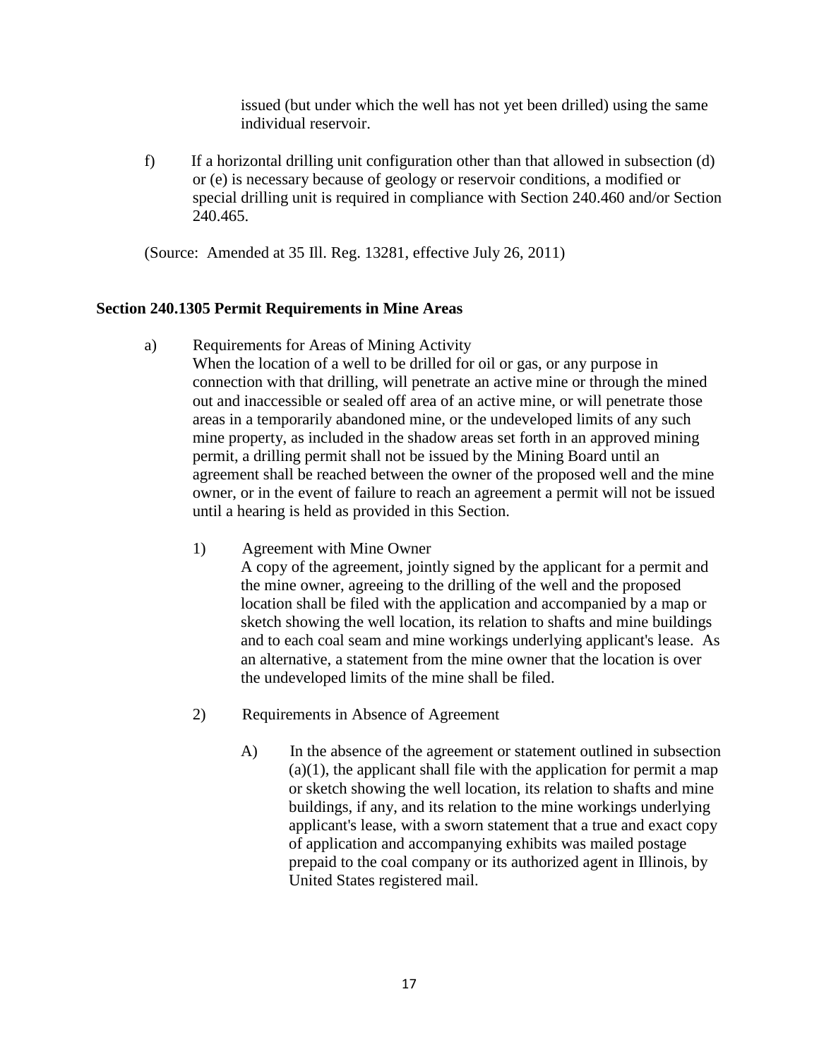issued (but under which the well has not yet been drilled) using the same individual reservoir.

f) If a horizontal drilling unit configuration other than that allowed in subsection (d) or (e) is necessary because of geology or reservoir conditions, a modified or special drilling unit is required in compliance with Section 240.460 and/or Section 240.465.

(Source: Amended at 35 Ill. Reg. 13281, effective July 26, 2011)

**Section 240.1305 Permit Requirements in Mine Areas**

a) Requirements for Areas of Mining Activity
When the location of a well to be drilled for oil or gas, or any purpose in connection with that drilling, will penetrate an active mine or through the mined out and inaccessible or sealed off area of an active mine, or will penetrate those areas in a temporarily abandoned mine, or the undeveloped limits of any such mine property, as included in the shadow areas set forth in an approved mining permit, a drilling permit shall not be issued by the Mining Board until an agreement shall be reached between the owner of the proposed well and the mine owner, or in the event of failure to reach an agreement a permit will not be issued until a hearing is held as provided in this Section.

1) Agreement with Mine Owner
A copy of the agreement, jointly signed by the applicant for a permit and the mine owner, agreeing to the drilling of the well and the proposed location shall be filed with the application and accompanied by a map or sketch showing the well location, its relation to shafts and mine buildings and to each coal seam and mine workings underlying applicant's lease. As an alternative, a statement from the mine owner that the location is over the undeveloped limits of the mine shall be filed.

2) Requirements in Absence of Agreement

A) In the absence of the agreement or statement outlined in subsection (a)(1), the applicant shall file with the application for permit a map or sketch showing the well location, its relation to shafts and mine buildings, if any, and its relation to the mine workings underlying applicant's lease, with a sworn statement that a true and exact copy of application and accompanying exhibits was mailed postage prepaid to the coal company or its authorized agent in Illinois, by United States registered mail.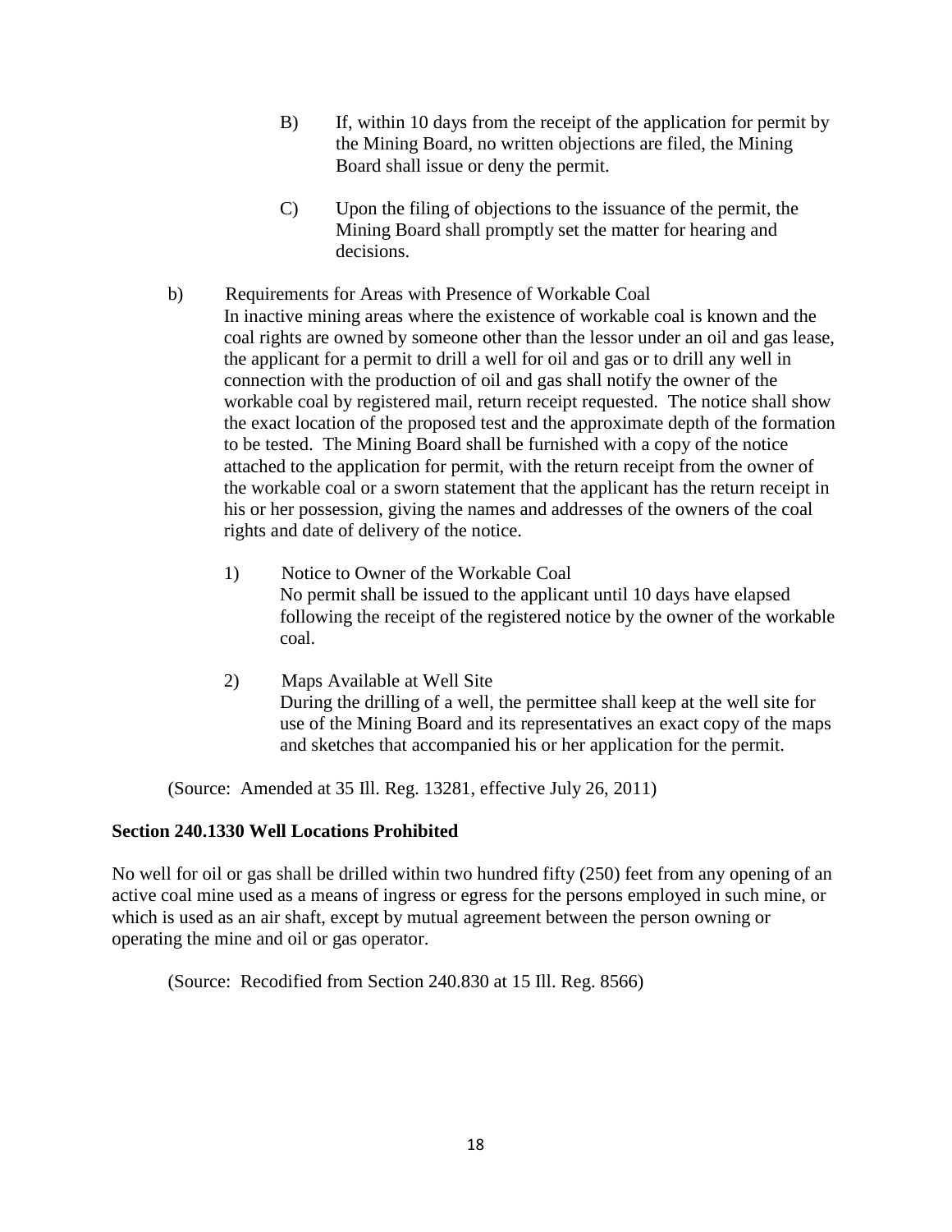B) If, within 10 days from the receipt of the application for permit by the Mining Board, no written objections are filed, the Mining Board shall issue or deny the permit.

C) Upon the filing of objections to the issuance of the permit, the Mining Board shall promptly set the matter for hearing and decisions.

b) Requirements for Areas with Presence of Workable Coal

In inactive mining areas where the existence of workable coal is known and the coal rights are owned by someone other than the lessor under an oil and gas lease, the applicant for a permit to drill a well for oil and gas or to drill any well in connection with the production of oil and gas shall notify the owner of the workable coal by registered mail, return receipt requested. The notice shall show the exact location of the proposed test and the approximate depth of the formation to be tested. The Mining Board shall be furnished with a copy of the notice attached to the application for permit, with the return receipt from the owner of the workable coal or a sworn statement that the applicant has the return receipt in his or her possession, giving the names and addresses of the owners of the coal rights and date of delivery of the notice.

1) Notice to Owner of the Workable Coal

No permit shall be issued to the applicant until 10 days have elapsed following the receipt of the registered notice by the owner of the workable coal.

2) Maps Available at Well Site

During the drilling of a well, the permittee shall keep at the well site for use of the Mining Board and its representatives an exact copy of the maps and sketches that accompanied his or her application for the permit.

(Source: Amended at 35 Ill. Reg. 13281, effective July 26, 2011)

**Section 240.1330 Well Locations Prohibited**

No well for oil or gas shall be drilled within two hundred fifty (250) feet from any opening of an active coal mine used as a means of ingress or egress for the persons employed in such mine, or which is used as an air shaft, except by mutual agreement between the person owning or operating the mine and oil or gas operator.

(Source: Recodified from Section 240.830 at 15 Ill. Reg. 8566)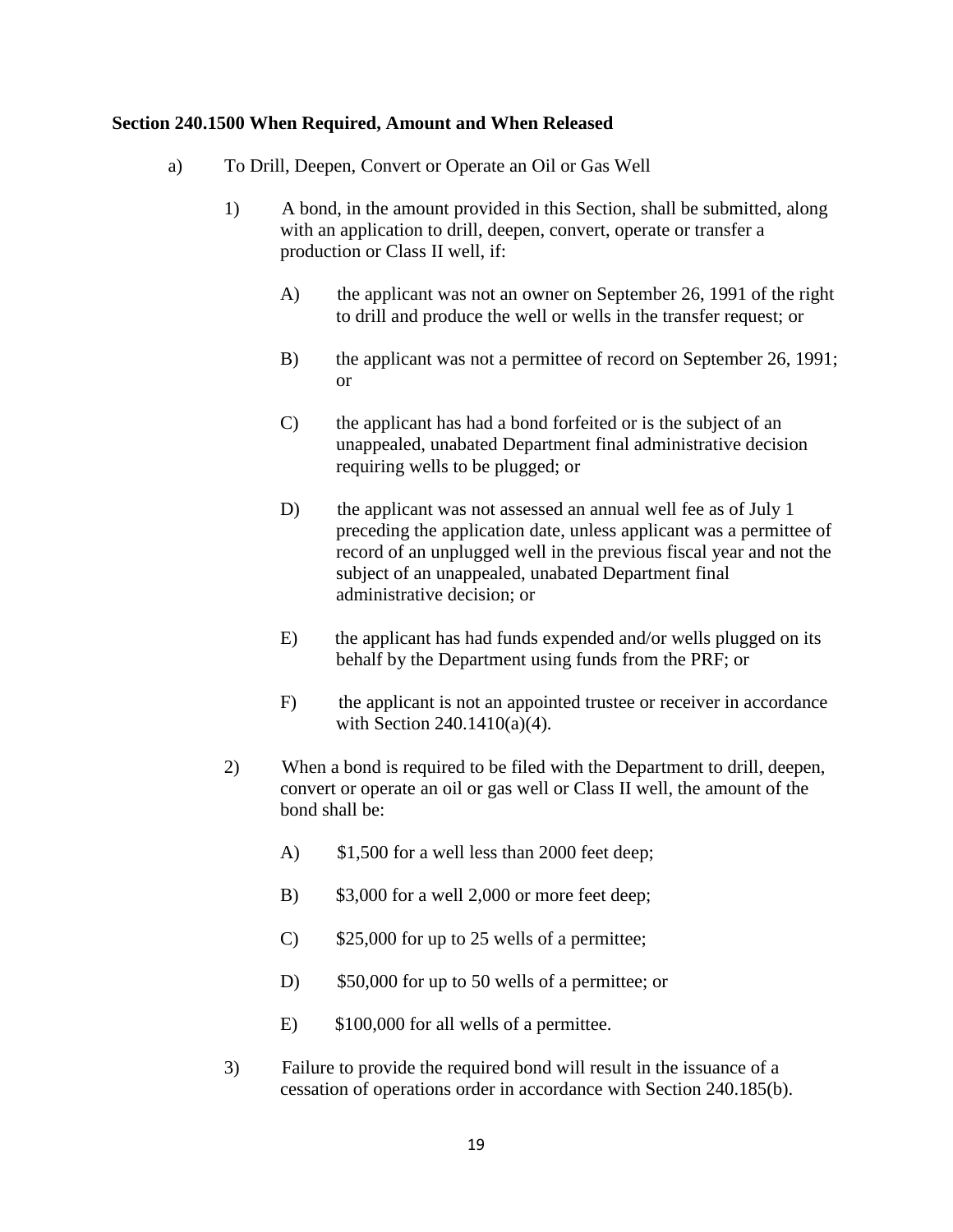**Section 240.1500 When Required, Amount and When Released**

a) To Drill, Deepen, Convert or Operate an Oil or Gas Well

1) A bond, in the amount provided in this Section, shall be submitted, along with an application to drill, deepen, convert, operate or transfer a production or Class II well, if:

A) the applicant was not an owner on September 26, 1991 of the right to drill and produce the well or wells in the transfer request; or

B) the applicant was not a permittee of record on September 26, 1991; or

C) the applicant has had a bond forfeited or is the subject of an unappealed, unabated Department final administrative decision requiring wells to be plugged; or

D) the applicant was not assessed an annual well fee as of July 1 preceding the application date, unless applicant was a permittee of record of an unplugged well in the previous fiscal year and not the subject of an unappealed, unabated Department final administrative decision; or

E) the applicant has had funds expended and/or wells plugged on its behalf by the Department using funds from the PRF; or

F) the applicant is not an appointed trustee or receiver in accordance with Section 240.1410(a)(4).

2) When a bond is required to be filed with the Department to drill, deepen, convert or operate an oil or gas well or Class II well, the amount of the bond shall be:

A) $1,500 for a well less than 2000 feet deep;

B) $3,000 for a well 2,000 or more feet deep;

C) $25,000 for up to 25 wells of a permittee;

D) $50,000 for up to 50 wells of a permittee; or

E) $100,000 for all wells of a permittee.

3) Failure to provide the required bond will result in the issuance of a cessation of operations order in accordance with Section 240.185(b).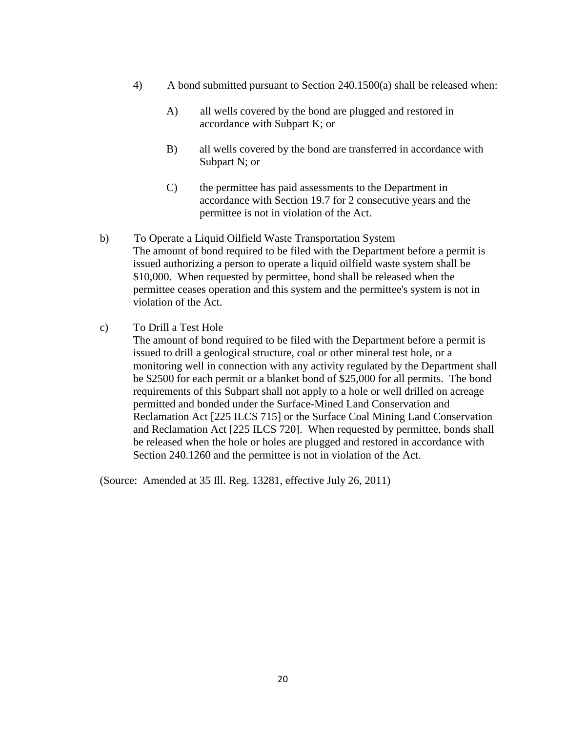4) A bond submitted pursuant to Section 240.1500(a) shall be released when:

   A) all wells covered by the bond are plugged and restored in accordance with Subpart K; or

   B) all wells covered by the bond are transferred in accordance with Subpart N; or

   C) the permittee has paid assessments to the Department in accordance with Section 19.7 for 2 consecutive years and the permittee is not in violation of the Act.

b) To Operate a Liquid Oilfield Waste Transportation System
The amount of bond required to be filed with the Department before a permit is issued authorizing a person to operate a liquid oilfield waste system shall be $10,000. When requested by permittee, bond shall be released when the permittee ceases operation and this system and the permittee's system is not in violation of the Act.

c) To Drill a Test Hole
The amount of bond required to be filed with the Department before a permit is issued to drill a geological structure, coal or other mineral test hole, or a monitoring well in connection with any activity regulated by the Department shall be $2500 for each permit or a blanket bond of $25,000 for all permits. The bond requirements of this Subpart shall not apply to a hole or well drilled on acreage permitted and bonded under the Surface-Mined Land Conservation and Reclamation Act [225 ILCS 715] or the Surface Coal Mining Land Conservation and Reclamation Act [225 ILCS 720]. When requested by permittee, bonds shall be released when the hole or holes are plugged and restored in accordance with Section 240.1260 and the permittee is not in violation of the Act.

(Source: Amended at 35 Ill. Reg. 13281, effective July 26, 2011)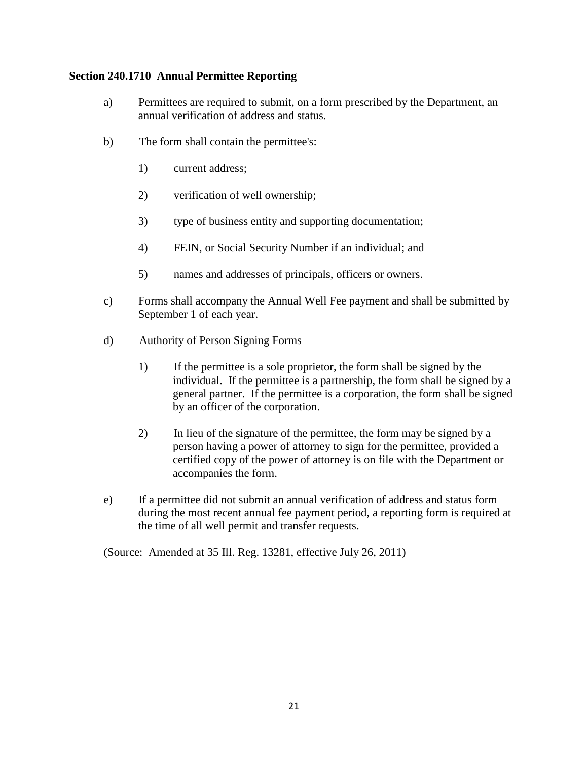**Section 240.1710 Annual Permittee Reporting**

a) Permittees are required to submit, on a form prescribed by the Department, an annual verification of address and status.

b) The form shall contain the permittee's:

1) current address;

2) verification of well ownership;

3) type of business entity and supporting documentation;

4) FEIN, or Social Security Number if an individual; and

5) names and addresses of principals, officers or owners.

c) Forms shall accompany the Annual Well Fee payment and shall be submitted by September 1 of each year.

d) Authority of Person Signing Forms

1) If the permittee is a sole proprietor, the form shall be signed by the individual. If the permittee is a partnership, the form shall be signed by a general partner. If the permittee is a corporation, the form shall be signed by an officer of the corporation.

2) In lieu of the signature of the permittee, the form may be signed by a person having a power of attorney to sign for the permittee, provided a certified copy of the power of attorney is on file with the Department or accompanies the form.

e) If a permittee did not submit an annual verification of address and status form during the most recent annual fee payment period, a reporting form is required at the time of all well permit and transfer requests.

(Source: Amended at 35 Ill. Reg. 13281, effective July 26, 2011)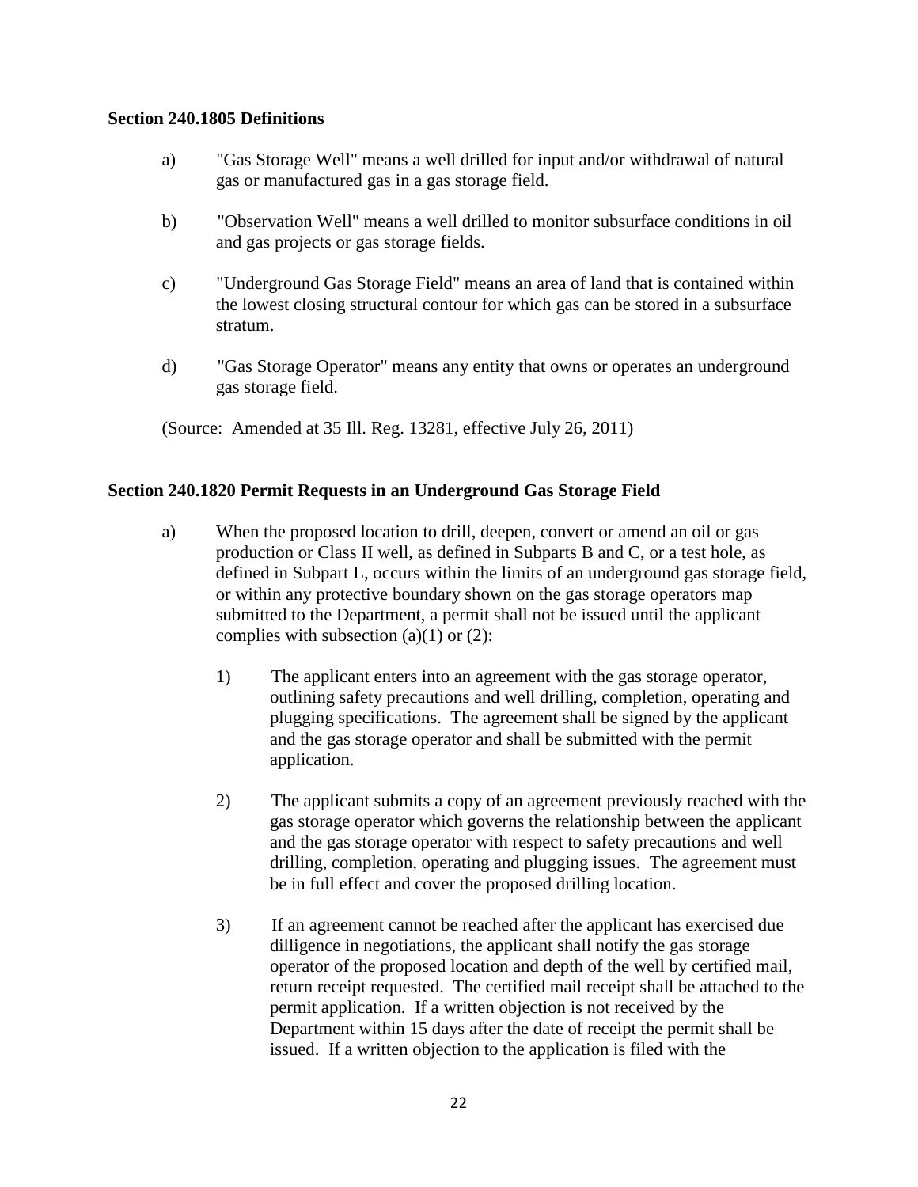**Section 240.1805 Definitions**

a) "Gas Storage Well" means a well drilled for input and/or withdrawal of natural gas or manufactured gas in a gas storage field.

b) "Observation Well" means a well drilled to monitor subsurface conditions in oil and gas projects or gas storage fields.

c) "Underground Gas Storage Field" means an area of land that is contained within the lowest closing structural contour for which gas can be stored in a subsurface stratum.

d) "Gas Storage Operator" means any entity that owns or operates an underground gas storage field.

(Source: Amended at 35 Ill. Reg. 13281, effective July 26, 2011)

**Section 240.1820 Permit Requests in an Underground Gas Storage Field**

a) When the proposed location to drill, deepen, convert or amend an oil or gas production or Class II well, as defined in Subparts B and C, or a test hole, as defined in Subpart L, occurs within the limits of an underground gas storage field, or within any protective boundary shown on the gas storage operators map submitted to the Department, a permit shall not be issued until the applicant complies with subsection (a)(1) or (2):

1) The applicant enters into an agreement with the gas storage operator, outlining safety precautions and well drilling, completion, operating and plugging specifications. The agreement shall be signed by the applicant and the gas storage operator and shall be submitted with the permit application.

2) The applicant submits a copy of an agreement previously reached with the gas storage operator which governs the relationship between the applicant and the gas storage operator with respect to safety precautions and well drilling, completion, operating and plugging issues. The agreement must be in full effect and cover the proposed drilling location.

3) If an agreement cannot be reached after the applicant has exercised due dilligence in negotiations, the applicant shall notify the gas storage operator of the proposed location and depth of the well by certified mail, return receipt requested. The certified mail receipt shall be attached to the permit application. If a written objection is not received by the Department within 15 days after the date of receipt the permit shall be issued. If a written objection to the application is filed with the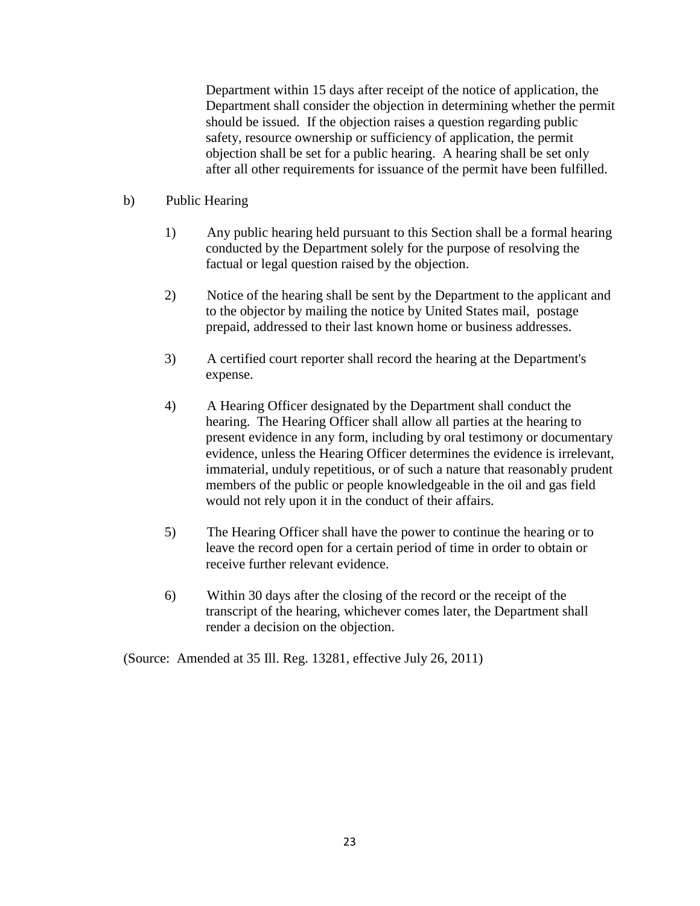Department within 15 days after receipt of the notice of application, the Department shall consider the objection in determining whether the permit should be issued. If the objection raises a question regarding public safety, resource ownership or sufficiency of application, the permit objection shall be set for a public hearing. A hearing shall be set only after all other requirements for issuance of the permit have been fulfilled.

b) Public Hearing

1) Any public hearing held pursuant to this Section shall be a formal hearing conducted by the Department solely for the purpose of resolving the factual or legal question raised by the objection.

2) Notice of the hearing shall be sent by the Department to the applicant and to the objector by mailing the notice by United States mail, postage prepaid, addressed to their last known home or business addresses.

3) A certified court reporter shall record the hearing at the Department's expense.

4) A Hearing Officer designated by the Department shall conduct the hearing. The Hearing Officer shall allow all parties at the hearing to present evidence in any form, including by oral testimony or documentary evidence, unless the Hearing Officer determines the evidence is irrelevant, immaterial, unduly repetitious, or of such a nature that reasonably prudent members of the public or people knowledgeable in the oil and gas field would not rely upon it in the conduct of their affairs.

5) The Hearing Officer shall have the power to continue the hearing or to leave the record open for a certain period of time in order to obtain or receive further relevant evidence.

6) Within 30 days after the closing of the record or the receipt of the transcript of the hearing, whichever comes later, the Department shall render a decision on the objection.

(Source: Amended at 35 Ill. Reg. 13281, effective July 26, 2011)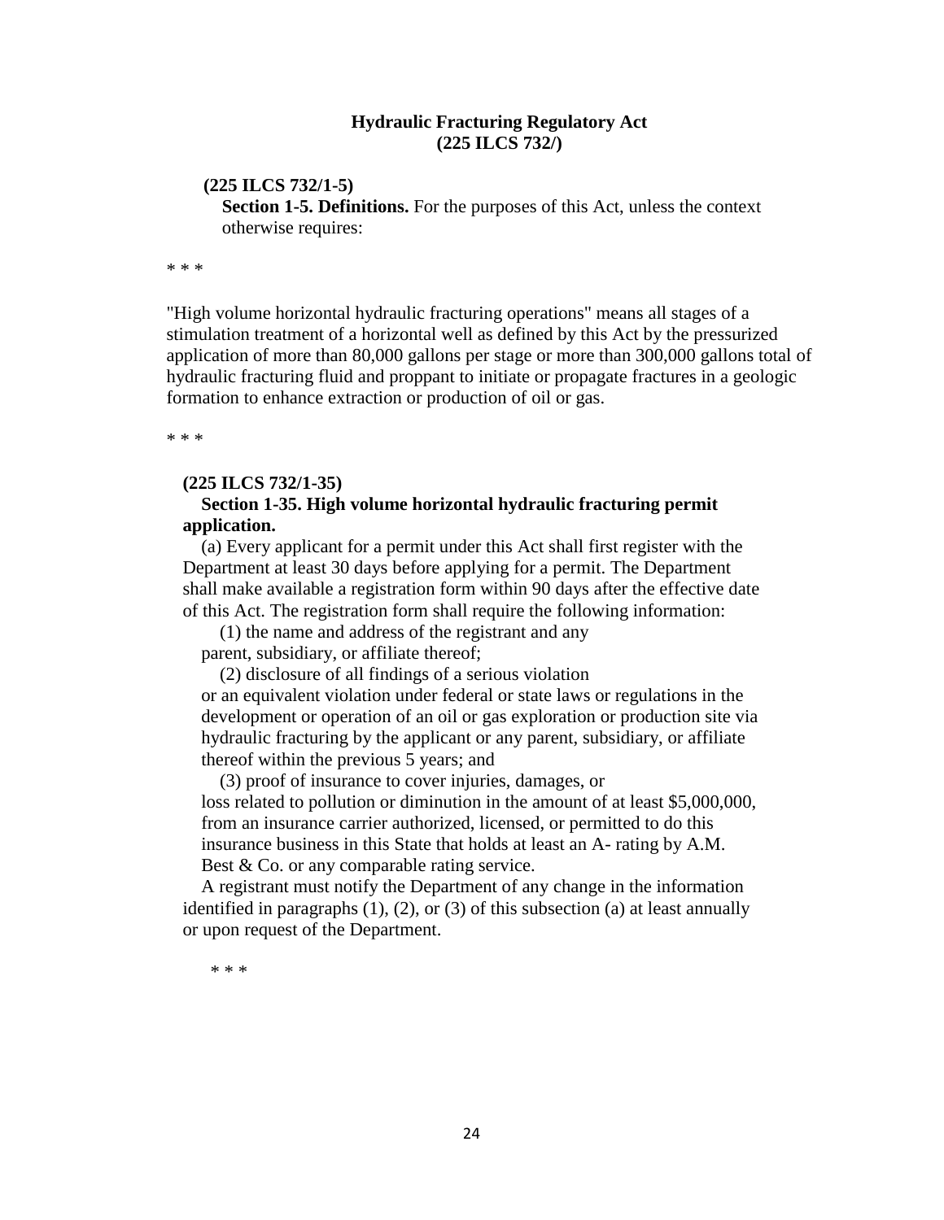**Hydraulic Fracturing Regulatory Act**
**(225 ILCS 732/)**

**(225 ILCS 732/1-5)**

**Section 1-5. Definitions.** For the purposes of this Act, unless the context otherwise requires:

* * *

"High volume horizontal hydraulic fracturing operations" means all stages of a stimulation treatment of a horizontal well as defined by this Act by the pressurized application of more than 80,000 gallons per stage or more than 300,000 gallons total of hydraulic fracturing fluid and proppant to initiate or propagate fractures in a geologic formation to enhance extraction or production of oil or gas.

* * *

**(225 ILCS 732/1-35)**

**Section 1-35. High volume horizontal hydraulic fracturing permit application.**

(a) Every applicant for a permit under this Act shall first register with the Department at least 30 days before applying for a permit. The Department shall make available a registration form within 90 days after the effective date of this Act. The registration form shall require the following information:

(1) the name and address of the registrant and any parent, subsidiary, or affiliate thereof;

(2) disclosure of all findings of a serious violation or an equivalent violation under federal or state laws or regulations in the development or operation of an oil or gas exploration or production site via hydraulic fracturing by the applicant or any parent, subsidiary, or affiliate thereof within the previous 5 years; and

(3) proof of insurance to cover injuries, damages, or loss related to pollution or diminution in the amount of at least $5,000,000, from an insurance carrier authorized, licensed, or permitted to do this insurance business in this State that holds at least an A- rating by A.M. Best & Co. or any comparable rating service.

A registrant must notify the Department of any change in the information identified in paragraphs (1), (2), or (3) of this subsection (a) at least annually or upon request of the Department.

* * *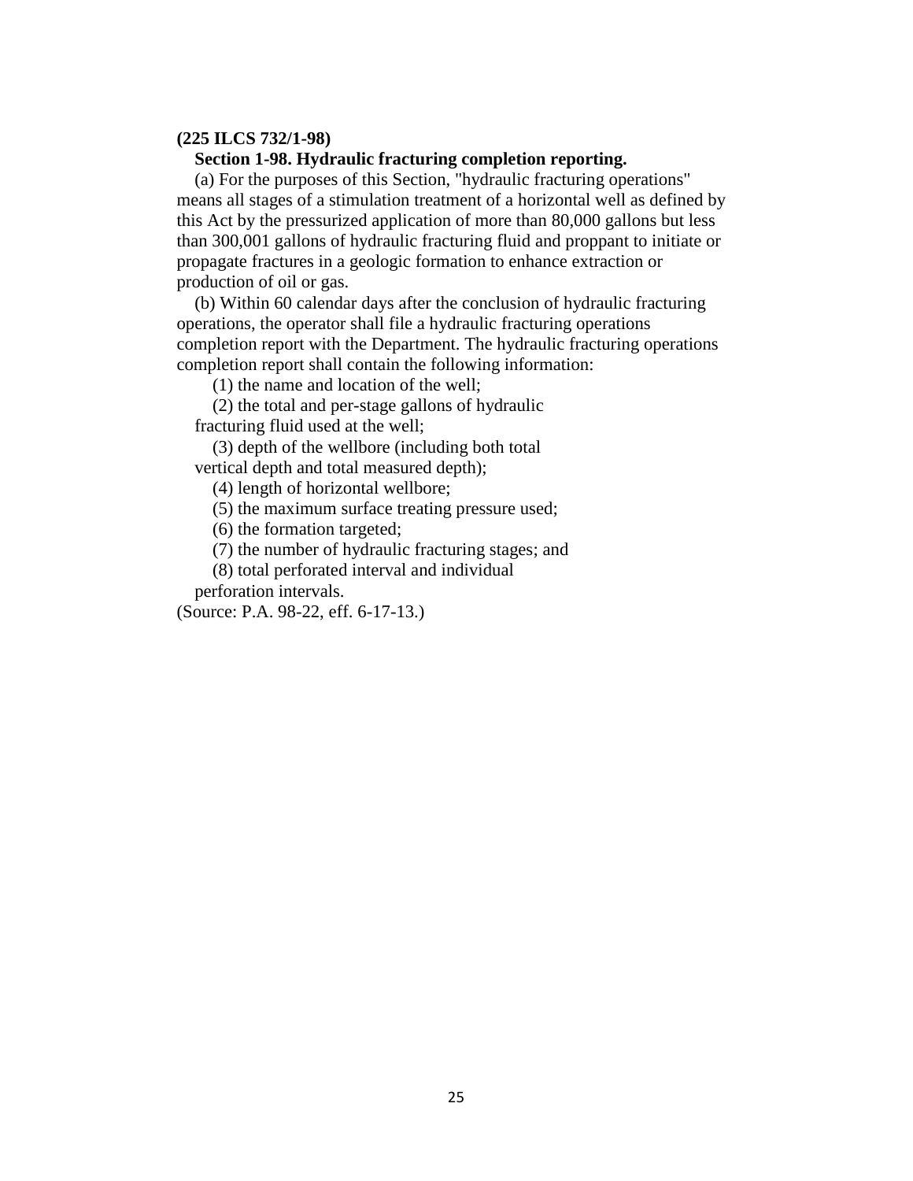**(225 ILCS 732/1-98)**

**Section 1-98. Hydraulic fracturing completion reporting.**

(a) For the purposes of this Section, "hydraulic fracturing operations" means all stages of a stimulation treatment of a horizontal well as defined by this Act by the pressurized application of more than 80,000 gallons but less than 300,001 gallons of hydraulic fracturing fluid and proppant to initiate or propagate fractures in a geologic formation to enhance extraction or production of oil or gas.

(b) Within 60 calendar days after the conclusion of hydraulic fracturing operations, the operator shall file a hydraulic fracturing operations completion report with the Department. The hydraulic fracturing operations completion report shall contain the following information:

(1) the name and location of the well;

(2) the total and per-stage gallons of hydraulic fracturing fluid used at the well;

(3) depth of the wellbore (including both total vertical depth and total measured depth);

(4) length of horizontal wellbore;

(5) the maximum surface treating pressure used;

(6) the formation targeted;

(7) the number of hydraulic fracturing stages; and

(8) total perforated interval and individual perforation intervals.

(Source: P.A. 98-22, eff. 6-17-13.)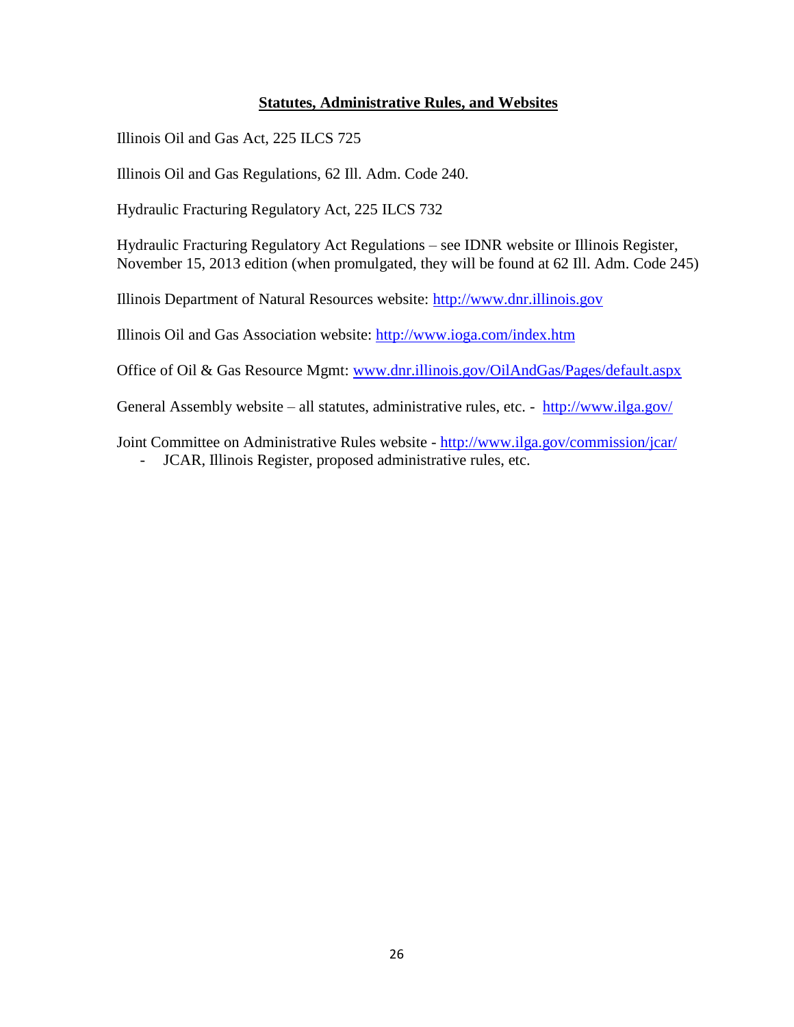## **Statutes, Administrative Rules, and Websites**

Illinois Oil and Gas Act, 225 ILCS 725

Illinois Oil and Gas Regulations, 62 Ill. Adm. Code 240.

Hydraulic Fracturing Regulatory Act, 225 ILCS 732

Hydraulic Fracturing Regulatory Act Regulations – see IDNR website or Illinois Register, November 15, 2013 edition (when promulgated, they will be found at 62 Ill. Adm. Code 245)

Illinois Department of Natural Resources website: http://www.dnr.illinois.gov

Illinois Oil and Gas Association website: http://www.ioga.com/index.htm

Office of Oil & Gas Resource Mgmt: www.dnr.illinois.gov/OilAndGas/Pages/default.aspx

General Assembly website – all statutes, administrative rules, etc. - http://www.ilga.gov/

Joint Committee on Administrative Rules website - http://www.ilga.gov/commission/jcar/

- JCAR, Illinois Register, proposed administrative rules, etc.